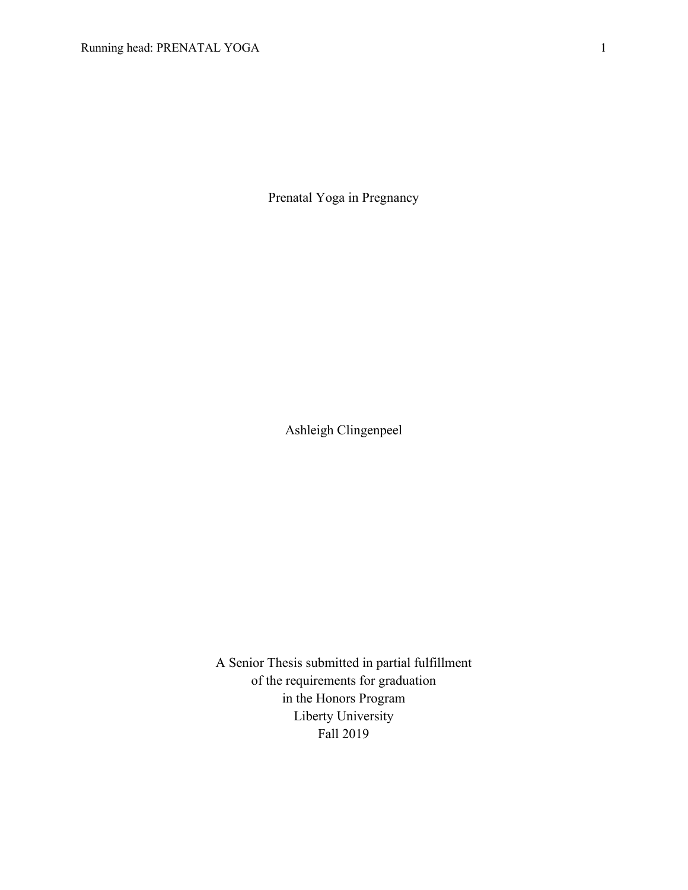# Prenatal Yoga in Pregnancy

Ashleigh Clingenpeel

A Senior Thesis submitted in partial fulfillment
of the requirements for graduation
in the Honors Program
Liberty University
Fall 2019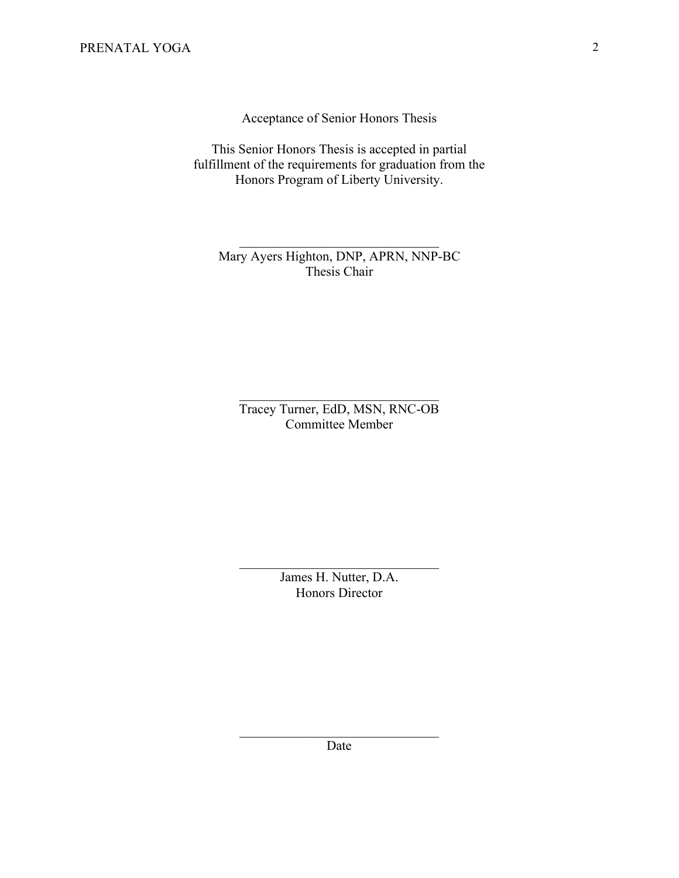Acceptance of Senior Honors Thesis

This Senior Honors Thesis is accepted in partial fulfillment of the requirements for graduation from the Honors Program of Liberty University.

______________________________
Mary Ayers Highton, DNP, APRN, NNP-BC
Thesis Chair

______________________________
Tracey Turner, EdD, MSN, RNC-OB
Committee Member

______________________________
James H. Nutter, D.A.
Honors Director

______________________________
Date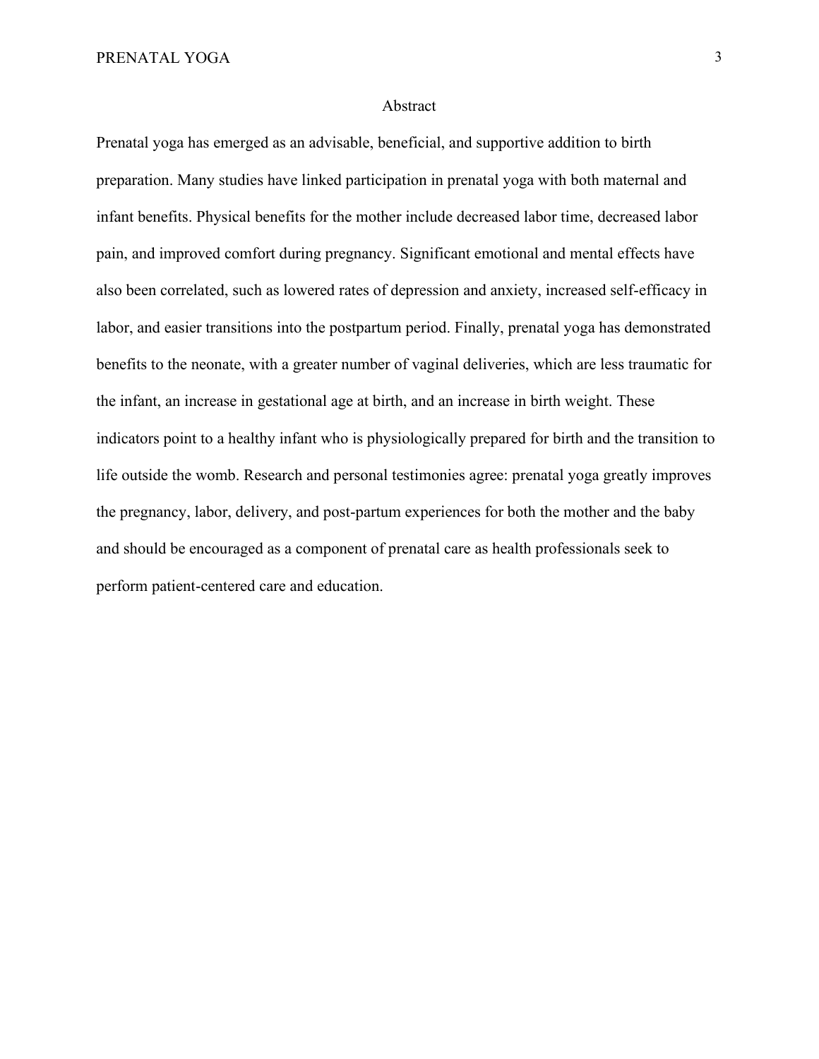# Abstract

Prenatal yoga has emerged as an advisable, beneficial, and supportive addition to birth preparation. Many studies have linked participation in prenatal yoga with both maternal and infant benefits. Physical benefits for the mother include decreased labor time, decreased labor pain, and improved comfort during pregnancy. Significant emotional and mental effects have also been correlated, such as lowered rates of depression and anxiety, increased self-efficacy in labor, and easier transitions into the postpartum period. Finally, prenatal yoga has demonstrated benefits to the neonate, with a greater number of vaginal deliveries, which are less traumatic for the infant, an increase in gestational age at birth, and an increase in birth weight. These indicators point to a healthy infant who is physiologically prepared for birth and the transition to life outside the womb. Research and personal testimonies agree: prenatal yoga greatly improves the pregnancy, labor, delivery, and post-partum experiences for both the mother and the baby and should be encouraged as a component of prenatal care as health professionals seek to perform patient-centered care and education.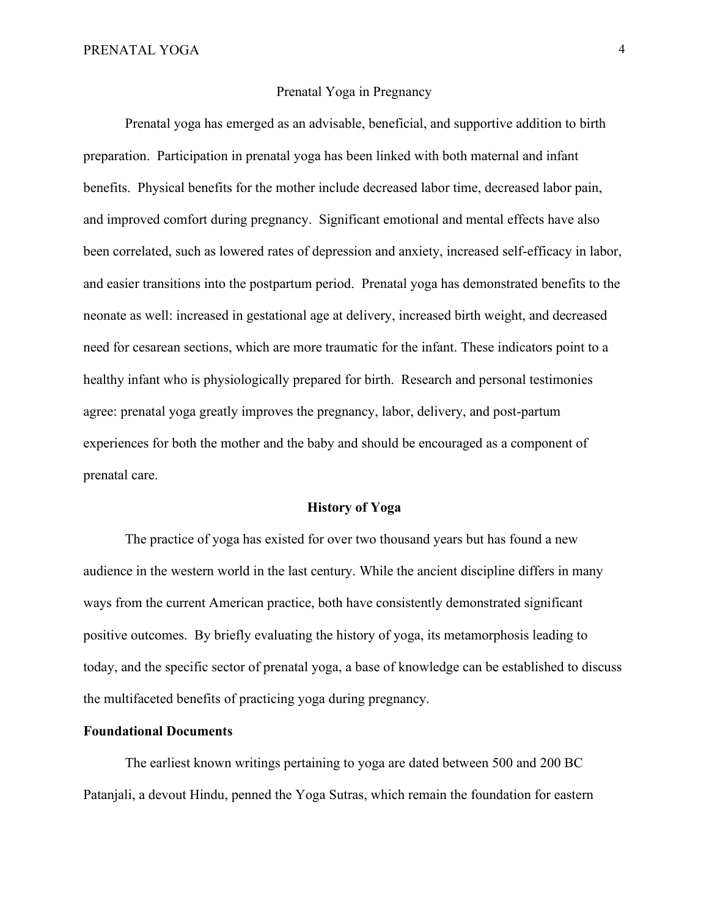Prenatal Yoga in Pregnancy

Prenatal yoga has emerged as an advisable, beneficial, and supportive addition to birth preparation. Participation in prenatal yoga has been linked with both maternal and infant benefits. Physical benefits for the mother include decreased labor time, decreased labor pain, and improved comfort during pregnancy. Significant emotional and mental effects have also been correlated, such as lowered rates of depression and anxiety, increased self-efficacy in labor, and easier transitions into the postpartum period. Prenatal yoga has demonstrated benefits to the neonate as well: increased in gestational age at delivery, increased birth weight, and decreased need for cesarean sections, which are more traumatic for the infant. These indicators point to a healthy infant who is physiologically prepared for birth. Research and personal testimonies agree: prenatal yoga greatly improves the pregnancy, labor, delivery, and post-partum experiences for both the mother and the baby and should be encouraged as a component of prenatal care.

## History of Yoga

The practice of yoga has existed for over two thousand years but has found a new audience in the western world in the last century. While the ancient discipline differs in many ways from the current American practice, both have consistently demonstrated significant positive outcomes. By briefly evaluating the history of yoga, its metamorphosis leading to today, and the specific sector of prenatal yoga, a base of knowledge can be established to discuss the multifaceted benefits of practicing yoga during pregnancy.

### Foundational Documents

The earliest known writings pertaining to yoga are dated between 500 and 200 BC Patanjali, a devout Hindu, penned the Yoga Sutras, which remain the foundation for eastern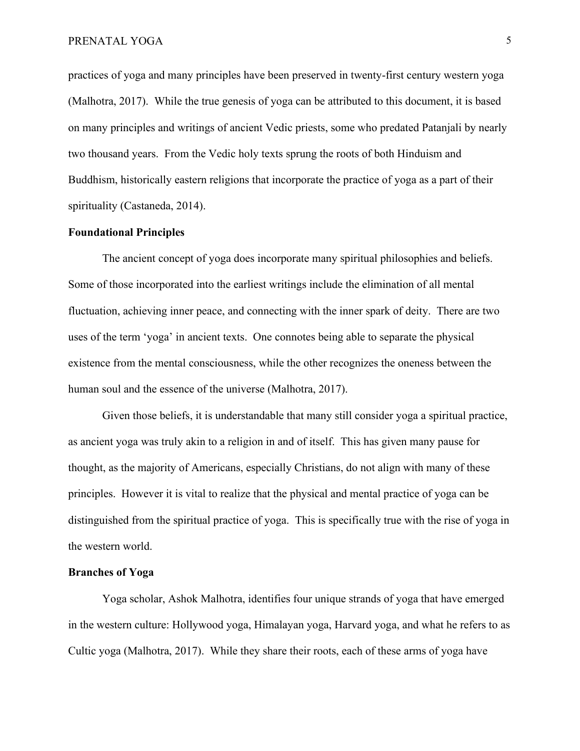practices of yoga and many principles have been preserved in twenty-first century western yoga (Malhotra, 2017). While the true genesis of yoga can be attributed to this document, it is based on many principles and writings of ancient Vedic priests, some who predated Patanjali by nearly two thousand years. From the Vedic holy texts sprung the roots of both Hinduism and Buddhism, historically eastern religions that incorporate the practice of yoga as a part of their spirituality (Castaneda, 2014).

**Foundational Principles**

The ancient concept of yoga does incorporate many spiritual philosophies and beliefs. Some of those incorporated into the earliest writings include the elimination of all mental fluctuation, achieving inner peace, and connecting with the inner spark of deity. There are two uses of the term 'yoga' in ancient texts. One connotes being able to separate the physical existence from the mental consciousness, while the other recognizes the oneness between the human soul and the essence of the universe (Malhotra, 2017).

Given those beliefs, it is understandable that many still consider yoga a spiritual practice, as ancient yoga was truly akin to a religion in and of itself. This has given many pause for thought, as the majority of Americans, especially Christians, do not align with many of these principles. However it is vital to realize that the physical and mental practice of yoga can be distinguished from the spiritual practice of yoga. This is specifically true with the rise of yoga in the western world.

**Branches of Yoga**

Yoga scholar, Ashok Malhotra, identifies four unique strands of yoga that have emerged in the western culture: Hollywood yoga, Himalayan yoga, Harvard yoga, and what he refers to as Cultic yoga (Malhotra, 2017). While they share their roots, each of these arms of yoga have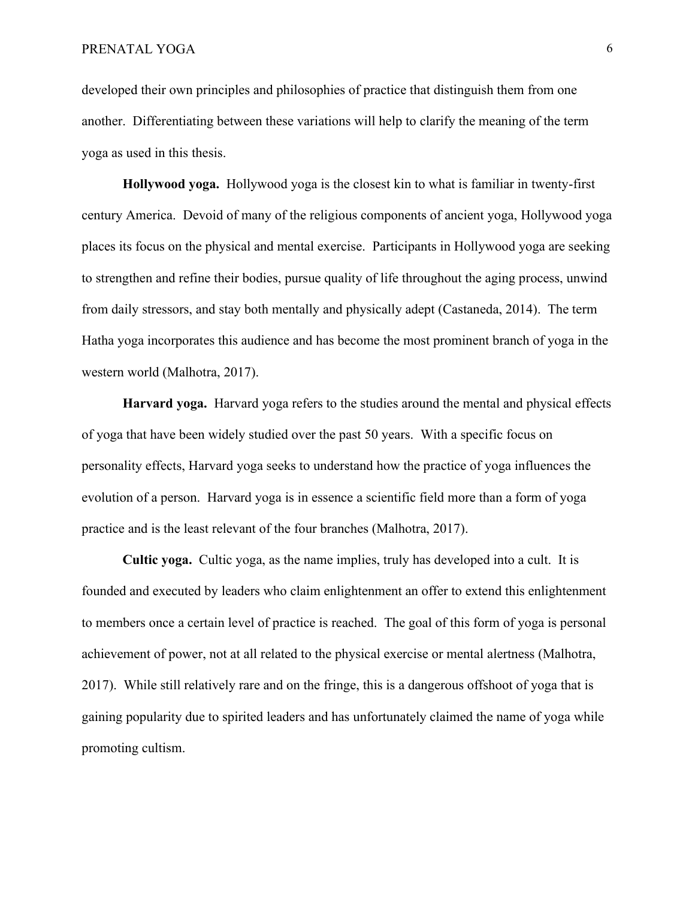developed their own principles and philosophies of practice that distinguish them from one another. Differentiating between these variations will help to clarify the meaning of the term yoga as used in this thesis.

**Hollywood yoga.** Hollywood yoga is the closest kin to what is familiar in twenty-first century America. Devoid of many of the religious components of ancient yoga, Hollywood yoga places its focus on the physical and mental exercise. Participants in Hollywood yoga are seeking to strengthen and refine their bodies, pursue quality of life throughout the aging process, unwind from daily stressors, and stay both mentally and physically adept (Castaneda, 2014). The term Hatha yoga incorporates this audience and has become the most prominent branch of yoga in the western world (Malhotra, 2017).

**Harvard yoga.** Harvard yoga refers to the studies around the mental and physical effects of yoga that have been widely studied over the past 50 years. With a specific focus on personality effects, Harvard yoga seeks to understand how the practice of yoga influences the evolution of a person. Harvard yoga is in essence a scientific field more than a form of yoga practice and is the least relevant of the four branches (Malhotra, 2017).

**Cultic yoga.** Cultic yoga, as the name implies, truly has developed into a cult. It is founded and executed by leaders who claim enlightenment an offer to extend this enlightenment to members once a certain level of practice is reached. The goal of this form of yoga is personal achievement of power, not at all related to the physical exercise or mental alertness (Malhotra, 2017). While still relatively rare and on the fringe, this is a dangerous offshoot of yoga that is gaining popularity due to spirited leaders and has unfortunately claimed the name of yoga while promoting cultism.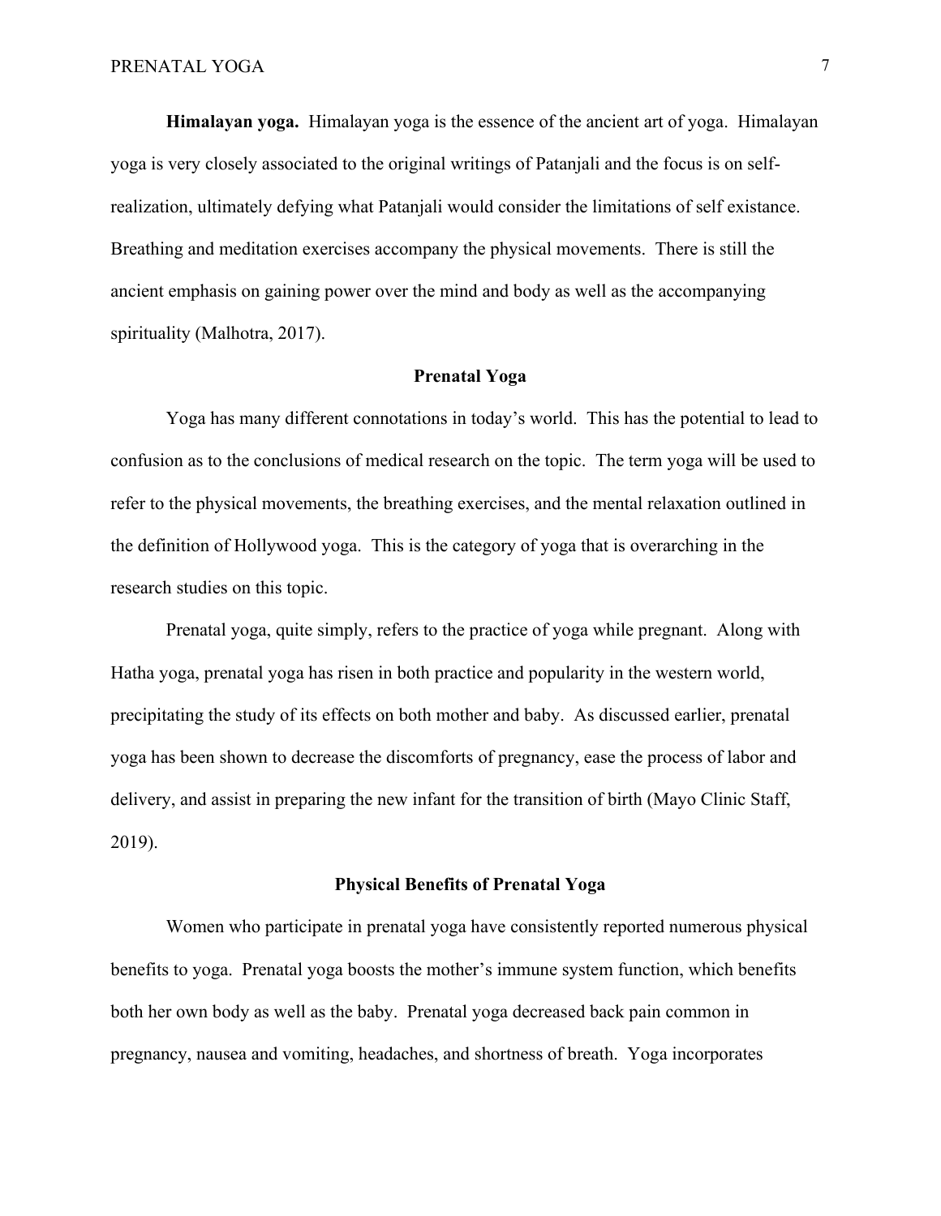**Himalayan yoga.** Himalayan yoga is the essence of the ancient art of yoga. Himalayan yoga is very closely associated to the original writings of Patanjali and the focus is on self-realization, ultimately defying what Patanjali would consider the limitations of self existance. Breathing and meditation exercises accompany the physical movements. There is still the ancient emphasis on gaining power over the mind and body as well as the accompanying spirituality (Malhotra, 2017).

## Prenatal Yoga

Yoga has many different connotations in today's world. This has the potential to lead to confusion as to the conclusions of medical research on the topic. The term yoga will be used to refer to the physical movements, the breathing exercises, and the mental relaxation outlined in the definition of Hollywood yoga. This is the category of yoga that is overarching in the research studies on this topic.

Prenatal yoga, quite simply, refers to the practice of yoga while pregnant. Along with Hatha yoga, prenatal yoga has risen in both practice and popularity in the western world, precipitating the study of its effects on both mother and baby. As discussed earlier, prenatal yoga has been shown to decrease the discomforts of pregnancy, ease the process of labor and delivery, and assist in preparing the new infant for the transition of birth (Mayo Clinic Staff, 2019).

## Physical Benefits of Prenatal Yoga

Women who participate in prenatal yoga have consistently reported numerous physical benefits to yoga. Prenatal yoga boosts the mother's immune system function, which benefits both her own body as well as the baby. Prenatal yoga decreased back pain common in pregnancy, nausea and vomiting, headaches, and shortness of breath. Yoga incorporates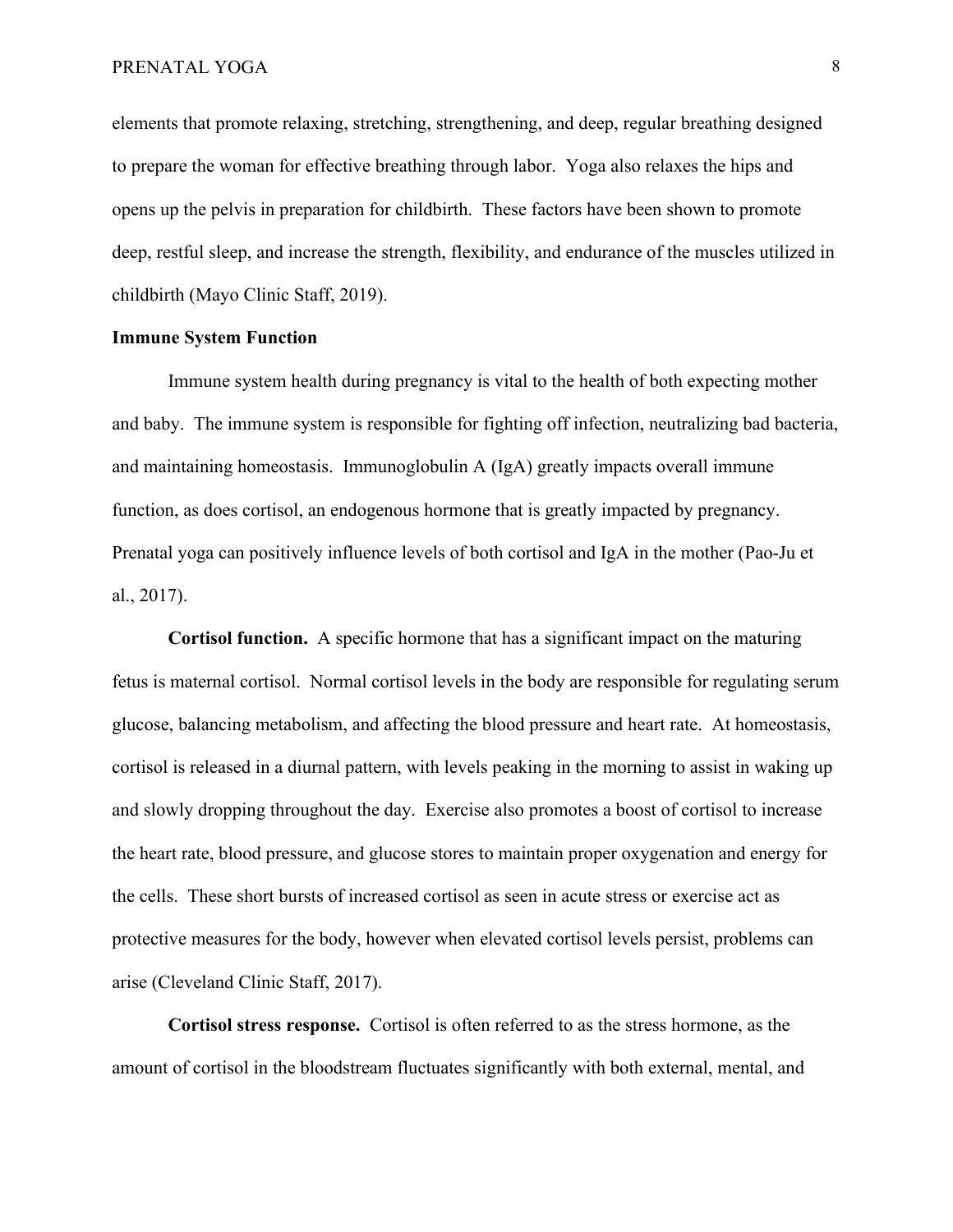elements that promote relaxing, stretching, strengthening, and deep, regular breathing designed to prepare the woman for effective breathing through labor. Yoga also relaxes the hips and opens up the pelvis in preparation for childbirth. These factors have been shown to promote deep, restful sleep, and increase the strength, flexibility, and endurance of the muscles utilized in childbirth (Mayo Clinic Staff, 2019).

## Immune System Function

Immune system health during pregnancy is vital to the health of both expecting mother and baby. The immune system is responsible for fighting off infection, neutralizing bad bacteria, and maintaining homeostasis. Immunoglobulin A (IgA) greatly impacts overall immune function, as does cortisol, an endogenous hormone that is greatly impacted by pregnancy. Prenatal yoga can positively influence levels of both cortisol and IgA in the mother (Pao-Ju et al., 2017).

**Cortisol function.** A specific hormone that has a significant impact on the maturing fetus is maternal cortisol. Normal cortisol levels in the body are responsible for regulating serum glucose, balancing metabolism, and affecting the blood pressure and heart rate. At homeostasis, cortisol is released in a diurnal pattern, with levels peaking in the morning to assist in waking up and slowly dropping throughout the day. Exercise also promotes a boost of cortisol to increase the heart rate, blood pressure, and glucose stores to maintain proper oxygenation and energy for the cells. These short bursts of increased cortisol as seen in acute stress or exercise act as protective measures for the body, however when elevated cortisol levels persist, problems can arise (Cleveland Clinic Staff, 2017).

**Cortisol stress response.** Cortisol is often referred to as the stress hormone, as the amount of cortisol in the bloodstream fluctuates significantly with both external, mental, and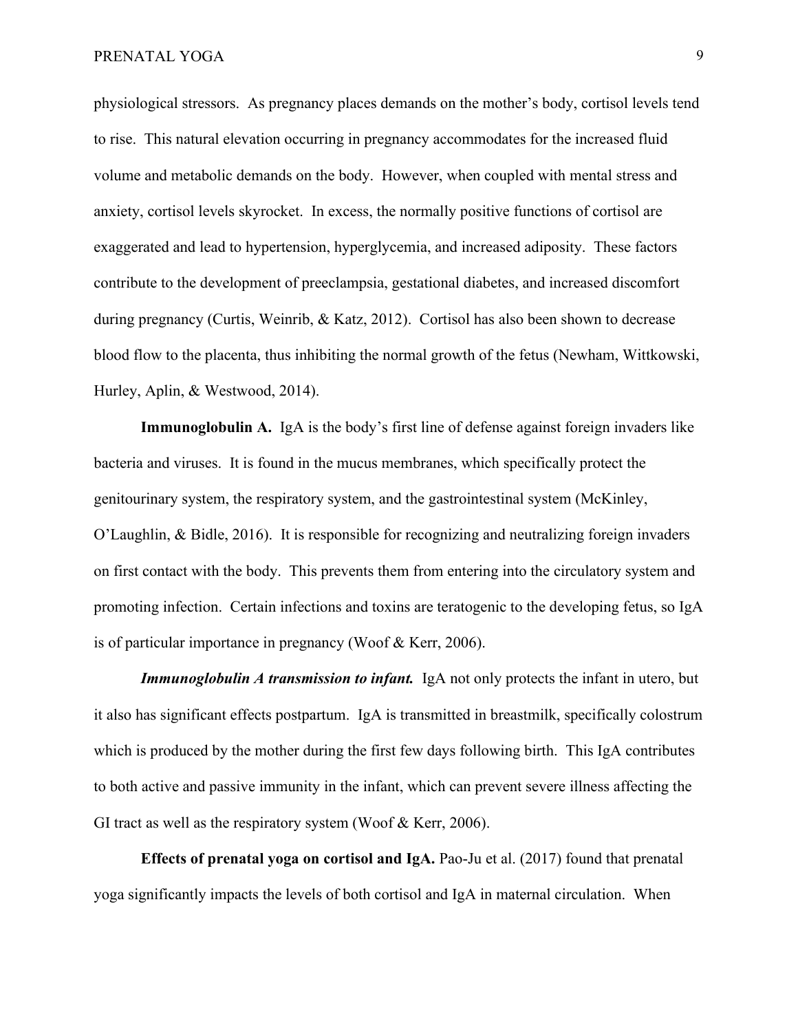physiological stressors. As pregnancy places demands on the mother's body, cortisol levels tend to rise. This natural elevation occurring in pregnancy accommodates for the increased fluid volume and metabolic demands on the body. However, when coupled with mental stress and anxiety, cortisol levels skyrocket. In excess, the normally positive functions of cortisol are exaggerated and lead to hypertension, hyperglycemia, and increased adiposity. These factors contribute to the development of preeclampsia, gestational diabetes, and increased discomfort during pregnancy (Curtis, Weinrib, & Katz, 2012). Cortisol has also been shown to decrease blood flow to the placenta, thus inhibiting the normal growth of the fetus (Newham, Wittkowski, Hurley, Aplin, & Westwood, 2014).

**Immunoglobulin A.** IgA is the body's first line of defense against foreign invaders like bacteria and viruses. It is found in the mucus membranes, which specifically protect the genitourinary system, the respiratory system, and the gastrointestinal system (McKinley, O'Laughlin, & Bidle, 2016). It is responsible for recognizing and neutralizing foreign invaders on first contact with the body. This prevents them from entering into the circulatory system and promoting infection. Certain infections and toxins are teratogenic to the developing fetus, so IgA is of particular importance in pregnancy (Woof & Kerr, 2006).

***Immunoglobulin A transmission to infant.*** IgA not only protects the infant in utero, but it also has significant effects postpartum. IgA is transmitted in breastmilk, specifically colostrum which is produced by the mother during the first few days following birth. This IgA contributes to both active and passive immunity in the infant, which can prevent severe illness affecting the GI tract as well as the respiratory system (Woof & Kerr, 2006).

**Effects of prenatal yoga on cortisol and IgA.** Pao-Ju et al. (2017) found that prenatal yoga significantly impacts the levels of both cortisol and IgA in maternal circulation. When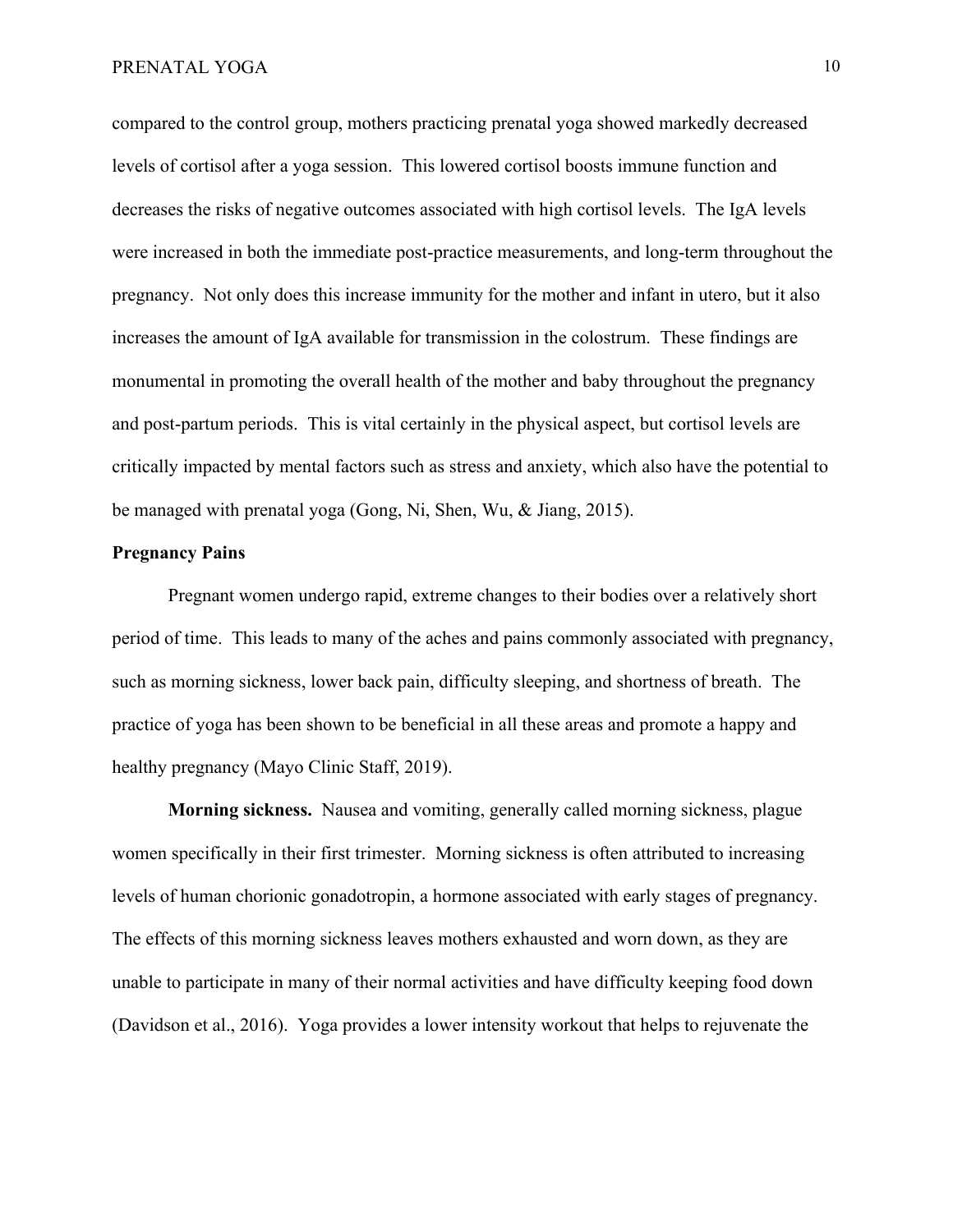compared to the control group, mothers practicing prenatal yoga showed markedly decreased levels of cortisol after a yoga session. This lowered cortisol boosts immune function and decreases the risks of negative outcomes associated with high cortisol levels. The IgA levels were increased in both the immediate post-practice measurements, and long-term throughout the pregnancy. Not only does this increase immunity for the mother and infant in utero, but it also increases the amount of IgA available for transmission in the colostrum. These findings are monumental in promoting the overall health of the mother and baby throughout the pregnancy and post-partum periods. This is vital certainly in the physical aspect, but cortisol levels are critically impacted by mental factors such as stress and anxiety, which also have the potential to be managed with prenatal yoga (Gong, Ni, Shen, Wu, & Jiang, 2015).

## Pregnancy Pains

Pregnant women undergo rapid, extreme changes to their bodies over a relatively short period of time. This leads to many of the aches and pains commonly associated with pregnancy, such as morning sickness, lower back pain, difficulty sleeping, and shortness of breath. The practice of yoga has been shown to be beneficial in all these areas and promote a happy and healthy pregnancy (Mayo Clinic Staff, 2019).

**Morning sickness.** Nausea and vomiting, generally called morning sickness, plague women specifically in their first trimester. Morning sickness is often attributed to increasing levels of human chorionic gonadotropin, a hormone associated with early stages of pregnancy. The effects of this morning sickness leaves mothers exhausted and worn down, as they are unable to participate in many of their normal activities and have difficulty keeping food down (Davidson et al., 2016). Yoga provides a lower intensity workout that helps to rejuvenate the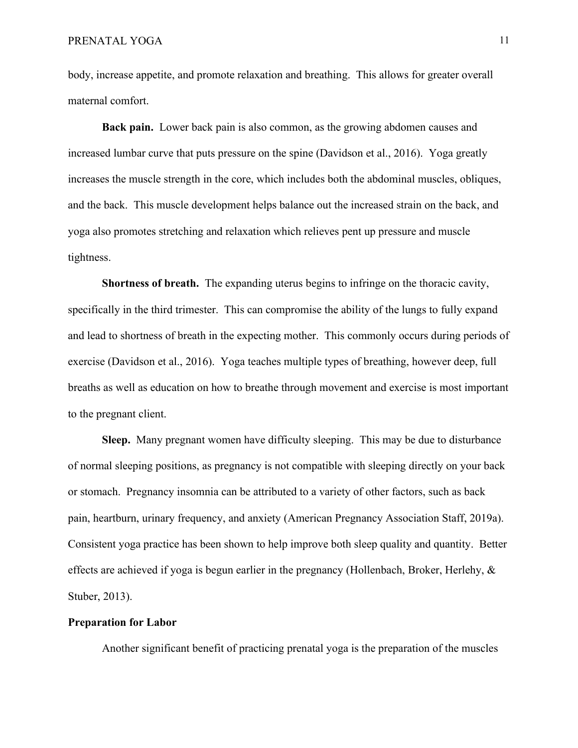body, increase appetite, and promote relaxation and breathing. This allows for greater overall maternal comfort.

**Back pain.** Lower back pain is also common, as the growing abdomen causes and increased lumbar curve that puts pressure on the spine (Davidson et al., 2016). Yoga greatly increases the muscle strength in the core, which includes both the abdominal muscles, obliques, and the back. This muscle development helps balance out the increased strain on the back, and yoga also promotes stretching and relaxation which relieves pent up pressure and muscle tightness.

**Shortness of breath.** The expanding uterus begins to infringe on the thoracic cavity, specifically in the third trimester. This can compromise the ability of the lungs to fully expand and lead to shortness of breath in the expecting mother. This commonly occurs during periods of exercise (Davidson et al., 2016). Yoga teaches multiple types of breathing, however deep, full breaths as well as education on how to breathe through movement and exercise is most important to the pregnant client.

**Sleep.** Many pregnant women have difficulty sleeping. This may be due to disturbance of normal sleeping positions, as pregnancy is not compatible with sleeping directly on your back or stomach. Pregnancy insomnia can be attributed to a variety of other factors, such as back pain, heartburn, urinary frequency, and anxiety (American Pregnancy Association Staff, 2019a). Consistent yoga practice has been shown to help improve both sleep quality and quantity. Better effects are achieved if yoga is begun earlier in the pregnancy (Hollenbach, Broker, Herlehy, & Stuber, 2013).

## Preparation for Labor

Another significant benefit of practicing prenatal yoga is the preparation of the muscles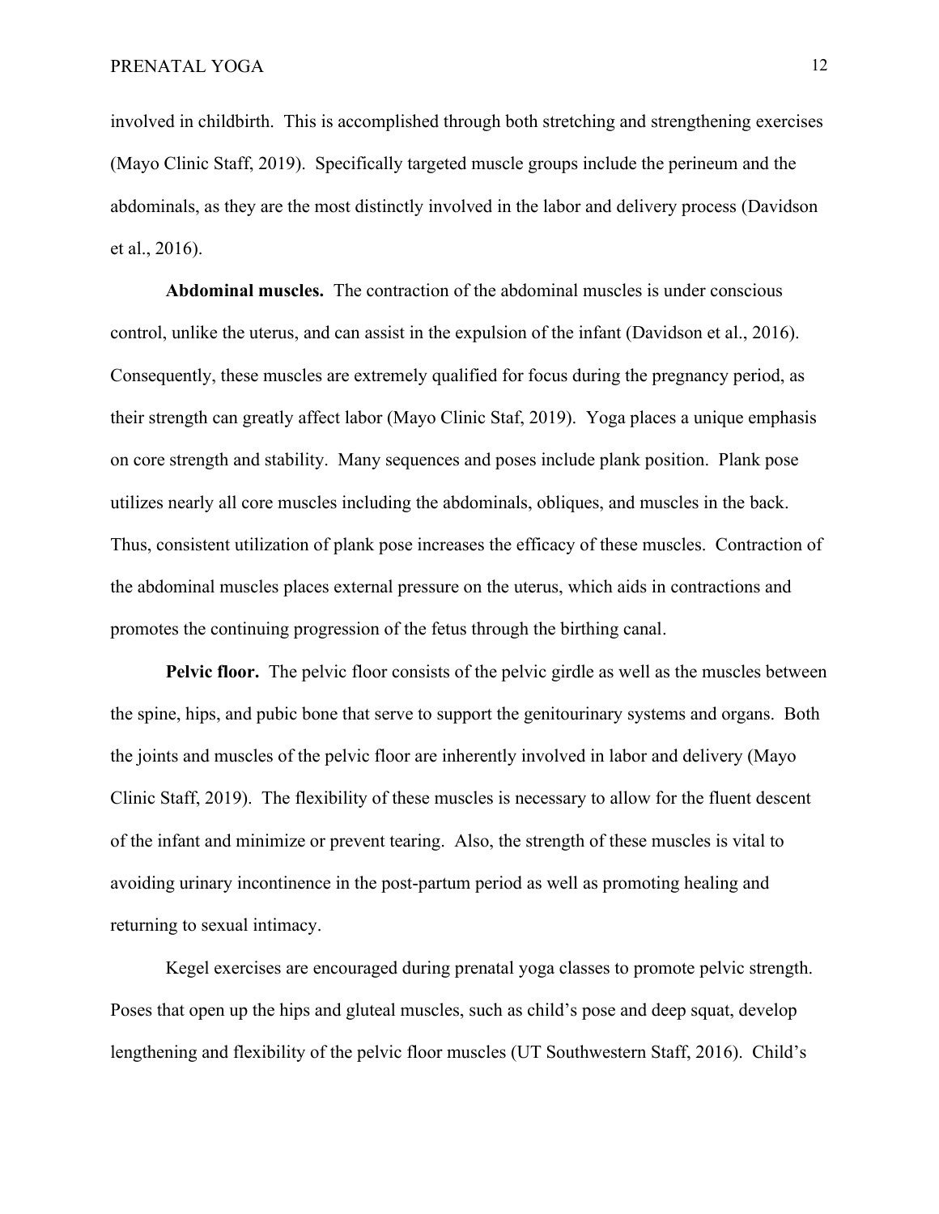involved in childbirth. This is accomplished through both stretching and strengthening exercises (Mayo Clinic Staff, 2019). Specifically targeted muscle groups include the perineum and the abdominals, as they are the most distinctly involved in the labor and delivery process (Davidson et al., 2016).

**Abdominal muscles.** The contraction of the abdominal muscles is under conscious control, unlike the uterus, and can assist in the expulsion of the infant (Davidson et al., 2016). Consequently, these muscles are extremely qualified for focus during the pregnancy period, as their strength can greatly affect labor (Mayo Clinic Staf, 2019). Yoga places a unique emphasis on core strength and stability. Many sequences and poses include plank position. Plank pose utilizes nearly all core muscles including the abdominals, obliques, and muscles in the back. Thus, consistent utilization of plank pose increases the efficacy of these muscles. Contraction of the abdominal muscles places external pressure on the uterus, which aids in contractions and promotes the continuing progression of the fetus through the birthing canal.

**Pelvic floor.** The pelvic floor consists of the pelvic girdle as well as the muscles between the spine, hips, and pubic bone that serve to support the genitourinary systems and organs. Both the joints and muscles of the pelvic floor are inherently involved in labor and delivery (Mayo Clinic Staff, 2019). The flexibility of these muscles is necessary to allow for the fluent descent of the infant and minimize or prevent tearing. Also, the strength of these muscles is vital to avoiding urinary incontinence in the post-partum period as well as promoting healing and returning to sexual intimacy.

Kegel exercises are encouraged during prenatal yoga classes to promote pelvic strength. Poses that open up the hips and gluteal muscles, such as child's pose and deep squat, develop lengthening and flexibility of the pelvic floor muscles (UT Southwestern Staff, 2016). Child's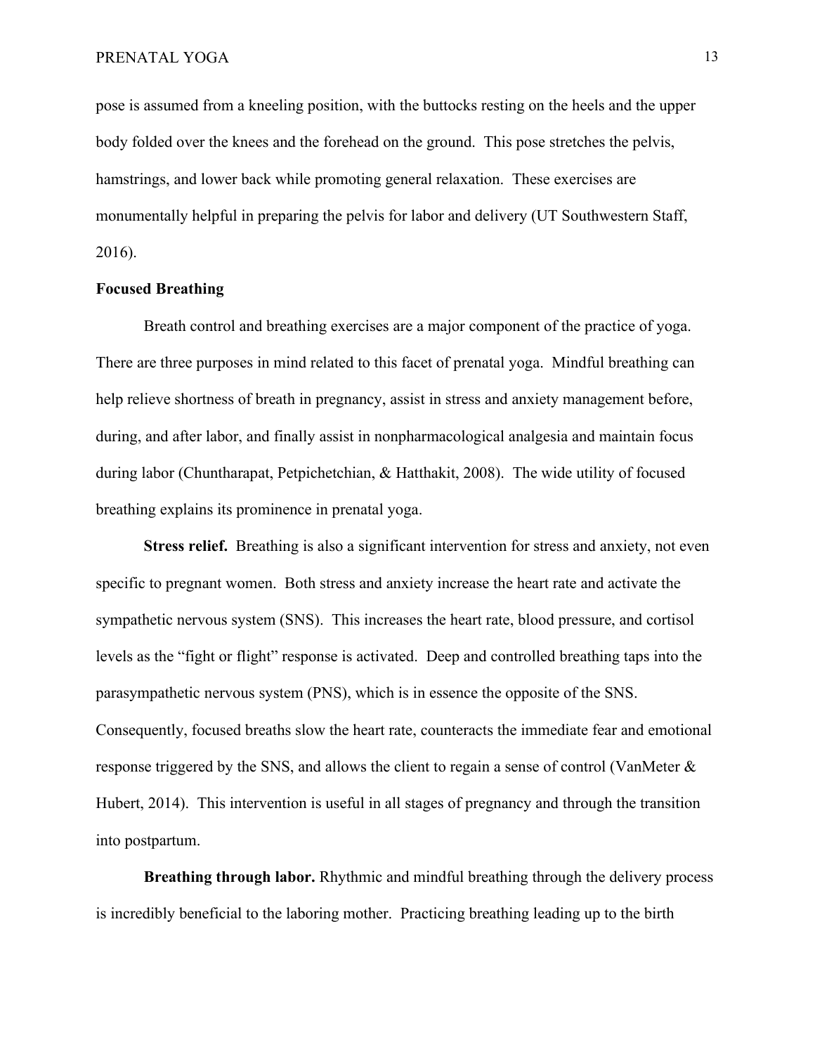pose is assumed from a kneeling position, with the buttocks resting on the heels and the upper body folded over the knees and the forehead on the ground. This pose stretches the pelvis, hamstrings, and lower back while promoting general relaxation. These exercises are monumentally helpful in preparing the pelvis for labor and delivery (UT Southwestern Staff, 2016).

### Focused Breathing

Breath control and breathing exercises are a major component of the practice of yoga. There are three purposes in mind related to this facet of prenatal yoga. Mindful breathing can help relieve shortness of breath in pregnancy, assist in stress and anxiety management before, during, and after labor, and finally assist in nonpharmacological analgesia and maintain focus during labor (Chuntharapat, Petpichetchian, & Hatthakit, 2008). The wide utility of focused breathing explains its prominence in prenatal yoga.

**Stress relief.** Breathing is also a significant intervention for stress and anxiety, not even specific to pregnant women. Both stress and anxiety increase the heart rate and activate the sympathetic nervous system (SNS). This increases the heart rate, blood pressure, and cortisol levels as the "fight or flight" response is activated. Deep and controlled breathing taps into the parasympathetic nervous system (PNS), which is in essence the opposite of the SNS. Consequently, focused breaths slow the heart rate, counteracts the immediate fear and emotional response triggered by the SNS, and allows the client to regain a sense of control (VanMeter & Hubert, 2014). This intervention is useful in all stages of pregnancy and through the transition into postpartum.

**Breathing through labor.** Rhythmic and mindful breathing through the delivery process is incredibly beneficial to the laboring mother. Practicing breathing leading up to the birth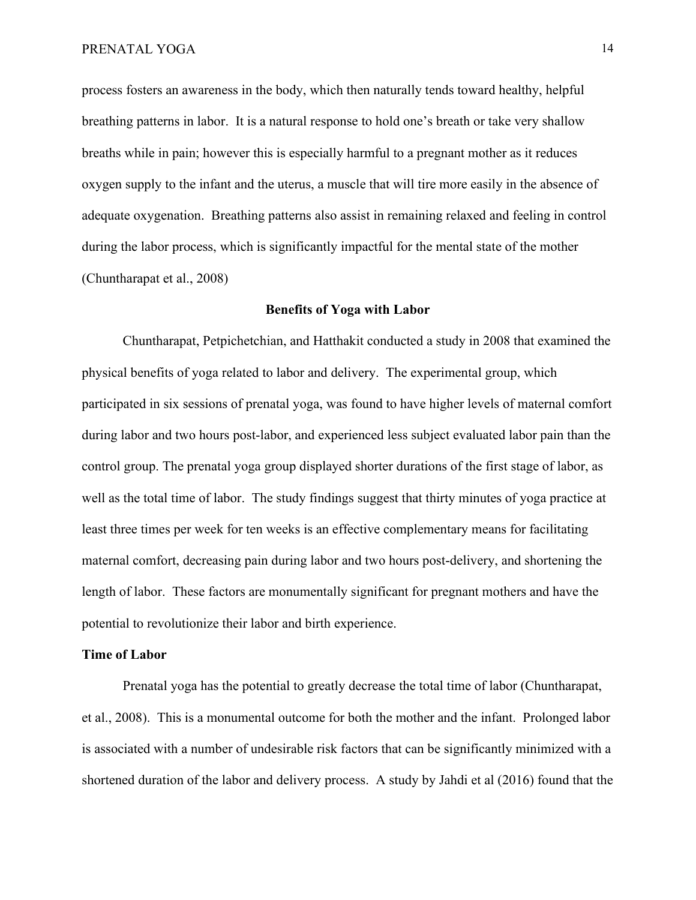process fosters an awareness in the body, which then naturally tends toward healthy, helpful breathing patterns in labor. It is a natural response to hold one's breath or take very shallow breaths while in pain; however this is especially harmful to a pregnant mother as it reduces oxygen supply to the infant and the uterus, a muscle that will tire more easily in the absence of adequate oxygenation. Breathing patterns also assist in remaining relaxed and feeling in control during the labor process, which is significantly impactful for the mental state of the mother (Chuntharapat et al., 2008)

## Benefits of Yoga with Labor

Chuntharapat, Petpichetchian, and Hatthakit conducted a study in 2008 that examined the physical benefits of yoga related to labor and delivery. The experimental group, which participated in six sessions of prenatal yoga, was found to have higher levels of maternal comfort during labor and two hours post-labor, and experienced less subject evaluated labor pain than the control group. The prenatal yoga group displayed shorter durations of the first stage of labor, as well as the total time of labor. The study findings suggest that thirty minutes of yoga practice at least three times per week for ten weeks is an effective complementary means for facilitating maternal comfort, decreasing pain during labor and two hours post-delivery, and shortening the length of labor. These factors are monumentally significant for pregnant mothers and have the potential to revolutionize their labor and birth experience.

### Time of Labor

Prenatal yoga has the potential to greatly decrease the total time of labor (Chuntharapat, et al., 2008). This is a monumental outcome for both the mother and the infant. Prolonged labor is associated with a number of undesirable risk factors that can be significantly minimized with a shortened duration of the labor and delivery process. A study by Jahdi et al (2016) found that the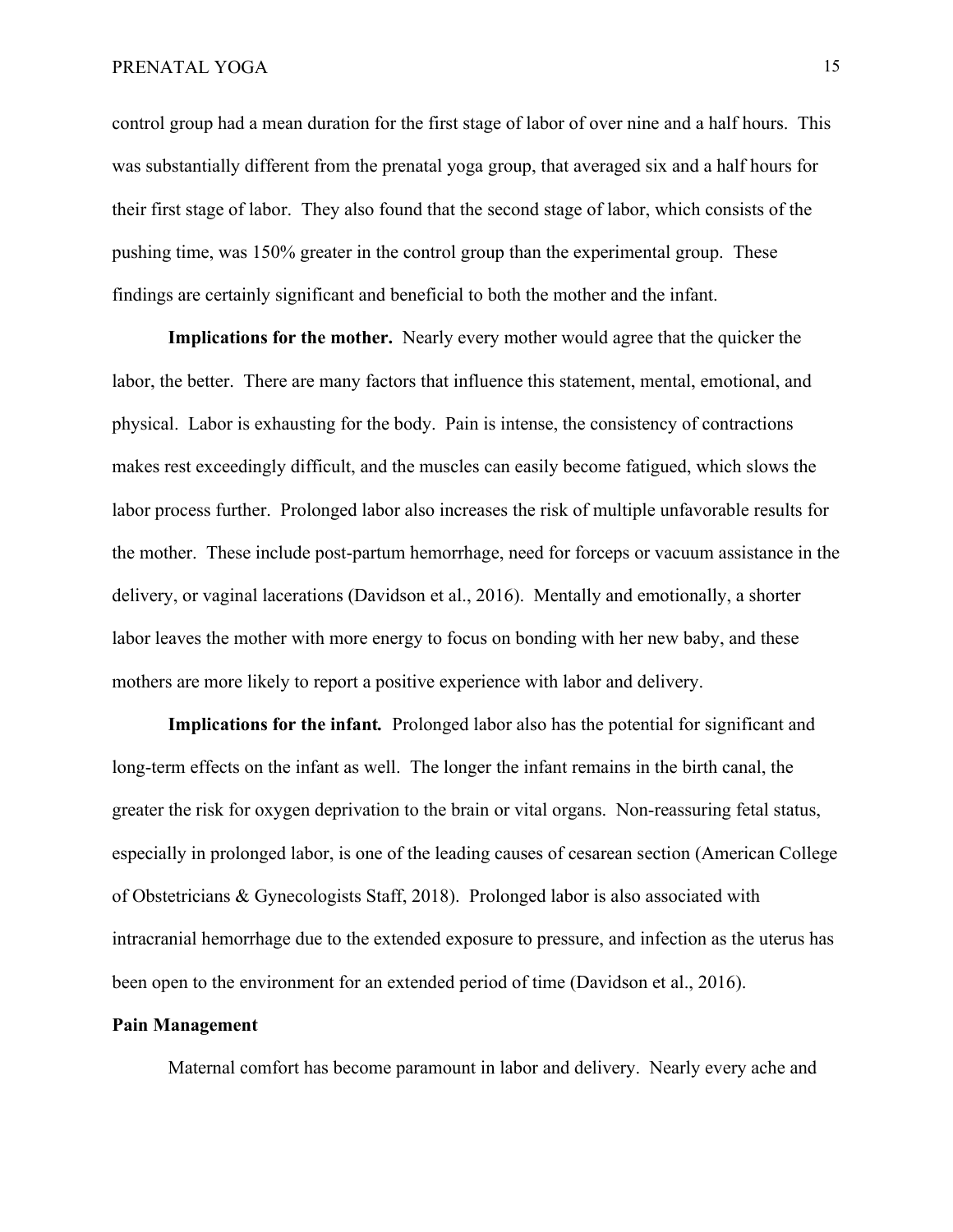control group had a mean duration for the first stage of labor of over nine and a half hours. This was substantially different from the prenatal yoga group, that averaged six and a half hours for their first stage of labor. They also found that the second stage of labor, which consists of the pushing time, was 150% greater in the control group than the experimental group. These findings are certainly significant and beneficial to both the mother and the infant.

**Implications for the mother.** Nearly every mother would agree that the quicker the labor, the better. There are many factors that influence this statement, mental, emotional, and physical. Labor is exhausting for the body. Pain is intense, the consistency of contractions makes rest exceedingly difficult, and the muscles can easily become fatigued, which slows the labor process further. Prolonged labor also increases the risk of multiple unfavorable results for the mother. These include post-partum hemorrhage, need for forceps or vacuum assistance in the delivery, or vaginal lacerations (Davidson et al., 2016). Mentally and emotionally, a shorter labor leaves the mother with more energy to focus on bonding with her new baby, and these mothers are more likely to report a positive experience with labor and delivery.

**Implications for the infant.** Prolonged labor also has the potential for significant and long-term effects on the infant as well. The longer the infant remains in the birth canal, the greater the risk for oxygen deprivation to the brain or vital organs. Non-reassuring fetal status, especially in prolonged labor, is one of the leading causes of cesarean section (American College of Obstetricians & Gynecologists Staff, 2018). Prolonged labor is also associated with intracranial hemorrhage due to the extended exposure to pressure, and infection as the uterus has been open to the environment for an extended period of time (Davidson et al., 2016).

## Pain Management

Maternal comfort has become paramount in labor and delivery. Nearly every ache and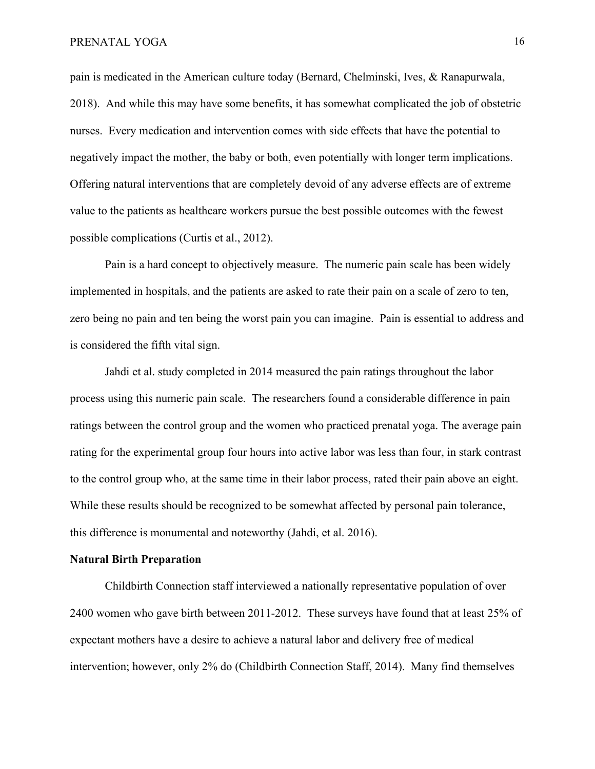pain is medicated in the American culture today (Bernard, Chelminski, Ives, & Ranapurwala, 2018). And while this may have some benefits, it has somewhat complicated the job of obstetric nurses. Every medication and intervention comes with side effects that have the potential to negatively impact the mother, the baby or both, even potentially with longer term implications. Offering natural interventions that are completely devoid of any adverse effects are of extreme value to the patients as healthcare workers pursue the best possible outcomes with the fewest possible complications (Curtis et al., 2012).

Pain is a hard concept to objectively measure. The numeric pain scale has been widely implemented in hospitals, and the patients are asked to rate their pain on a scale of zero to ten, zero being no pain and ten being the worst pain you can imagine. Pain is essential to address and is considered the fifth vital sign.

Jahdi et al. study completed in 2014 measured the pain ratings throughout the labor process using this numeric pain scale. The researchers found a considerable difference in pain ratings between the control group and the women who practiced prenatal yoga. The average pain rating for the experimental group four hours into active labor was less than four, in stark contrast to the control group who, at the same time in their labor process, rated their pain above an eight. While these results should be recognized to be somewhat affected by personal pain tolerance, this difference is monumental and noteworthy (Jahdi, et al. 2016).

**Natural Birth Preparation**

Childbirth Connection staff interviewed a nationally representative population of over 2400 women who gave birth between 2011-2012. These surveys have found that at least 25% of expectant mothers have a desire to achieve a natural labor and delivery free of medical intervention; however, only 2% do (Childbirth Connection Staff, 2014). Many find themselves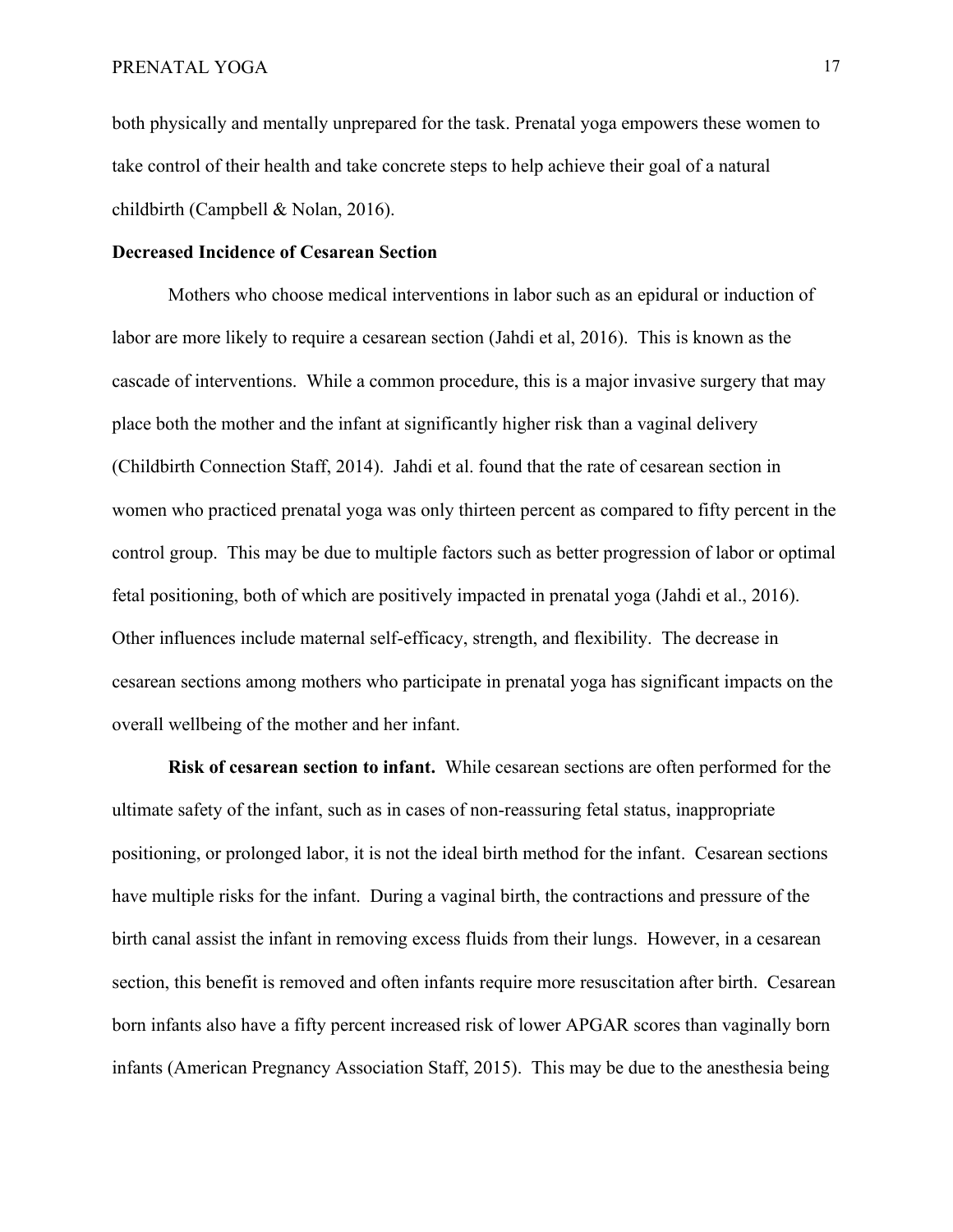both physically and mentally unprepared for the task. Prenatal yoga empowers these women to take control of their health and take concrete steps to help achieve their goal of a natural childbirth (Campbell & Nolan, 2016).

**Decreased Incidence of Cesarean Section**

Mothers who choose medical interventions in labor such as an epidural or induction of labor are more likely to require a cesarean section (Jahdi et al, 2016). This is known as the cascade of interventions. While a common procedure, this is a major invasive surgery that may place both the mother and the infant at significantly higher risk than a vaginal delivery (Childbirth Connection Staff, 2014). Jahdi et al. found that the rate of cesarean section in women who practiced prenatal yoga was only thirteen percent as compared to fifty percent in the control group. This may be due to multiple factors such as better progression of labor or optimal fetal positioning, both of which are positively impacted in prenatal yoga (Jahdi et al., 2016). Other influences include maternal self-efficacy, strength, and flexibility. The decrease in cesarean sections among mothers who participate in prenatal yoga has significant impacts on the overall wellbeing of the mother and her infant.

**Risk of cesarean section to infant.** While cesarean sections are often performed for the ultimate safety of the infant, such as in cases of non-reassuring fetal status, inappropriate positioning, or prolonged labor, it is not the ideal birth method for the infant. Cesarean sections have multiple risks for the infant. During a vaginal birth, the contractions and pressure of the birth canal assist the infant in removing excess fluids from their lungs. However, in a cesarean section, this benefit is removed and often infants require more resuscitation after birth. Cesarean born infants also have a fifty percent increased risk of lower APGAR scores than vaginally born infants (American Pregnancy Association Staff, 2015). This may be due to the anesthesia being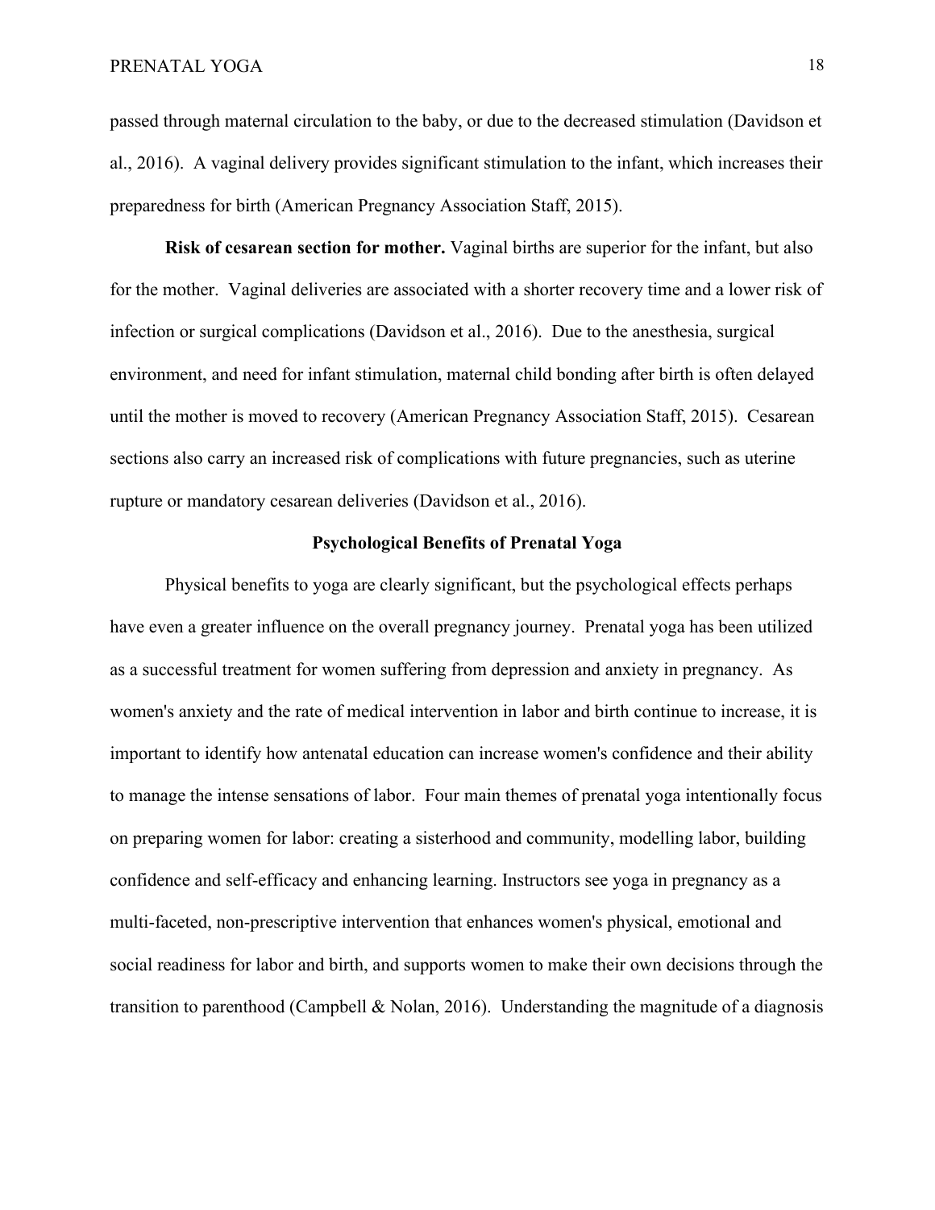passed through maternal circulation to the baby, or due to the decreased stimulation (Davidson et al., 2016). A vaginal delivery provides significant stimulation to the infant, which increases their preparedness for birth (American Pregnancy Association Staff, 2015).

**Risk of cesarean section for mother.** Vaginal births are superior for the infant, but also for the mother. Vaginal deliveries are associated with a shorter recovery time and a lower risk of infection or surgical complications (Davidson et al., 2016). Due to the anesthesia, surgical environment, and need for infant stimulation, maternal child bonding after birth is often delayed until the mother is moved to recovery (American Pregnancy Association Staff, 2015). Cesarean sections also carry an increased risk of complications with future pregnancies, such as uterine rupture or mandatory cesarean deliveries (Davidson et al., 2016).

## Psychological Benefits of Prenatal Yoga

Physical benefits to yoga are clearly significant, but the psychological effects perhaps have even a greater influence on the overall pregnancy journey. Prenatal yoga has been utilized as a successful treatment for women suffering from depression and anxiety in pregnancy. As women's anxiety and the rate of medical intervention in labor and birth continue to increase, it is important to identify how antenatal education can increase women's confidence and their ability to manage the intense sensations of labor. Four main themes of prenatal yoga intentionally focus on preparing women for labor: creating a sisterhood and community, modelling labor, building confidence and self-efficacy and enhancing learning. Instructors see yoga in pregnancy as a multi-faceted, non-prescriptive intervention that enhances women's physical, emotional and social readiness for labor and birth, and supports women to make their own decisions through the transition to parenthood (Campbell & Nolan, 2016). Understanding the magnitude of a diagnosis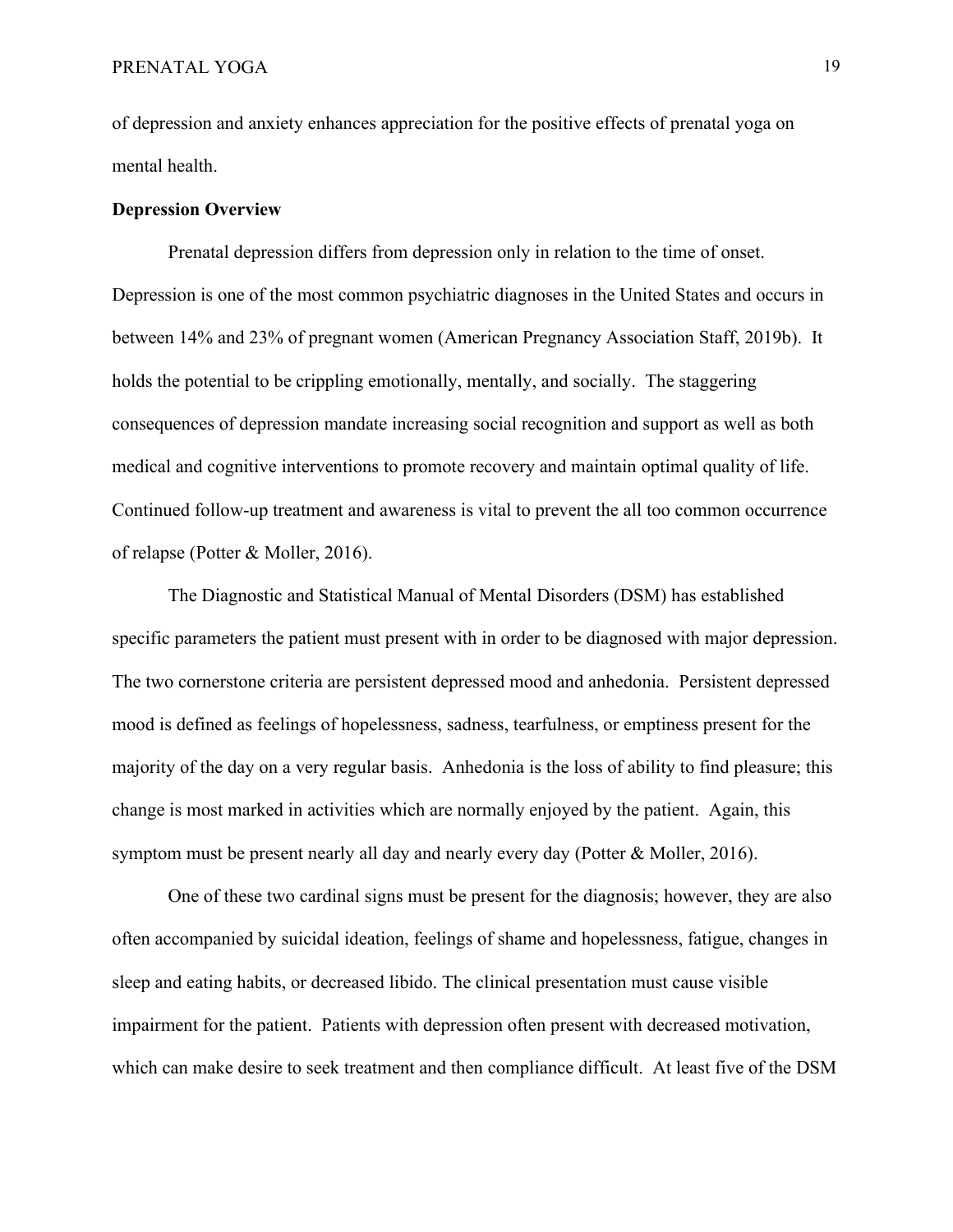of depression and anxiety enhances appreciation for the positive effects of prenatal yoga on mental health.

**Depression Overview**

Prenatal depression differs from depression only in relation to the time of onset. Depression is one of the most common psychiatric diagnoses in the United States and occurs in between 14% and 23% of pregnant women (American Pregnancy Association Staff, 2019b). It holds the potential to be crippling emotionally, mentally, and socially. The staggering consequences of depression mandate increasing social recognition and support as well as both medical and cognitive interventions to promote recovery and maintain optimal quality of life. Continued follow-up treatment and awareness is vital to prevent the all too common occurrence of relapse (Potter & Moller, 2016).

The Diagnostic and Statistical Manual of Mental Disorders (DSM) has established specific parameters the patient must present with in order to be diagnosed with major depression. The two cornerstone criteria are persistent depressed mood and anhedonia. Persistent depressed mood is defined as feelings of hopelessness, sadness, tearfulness, or emptiness present for the majority of the day on a very regular basis. Anhedonia is the loss of ability to find pleasure; this change is most marked in activities which are normally enjoyed by the patient. Again, this symptom must be present nearly all day and nearly every day (Potter & Moller, 2016).

One of these two cardinal signs must be present for the diagnosis; however, they are also often accompanied by suicidal ideation, feelings of shame and hopelessness, fatigue, changes in sleep and eating habits, or decreased libido. The clinical presentation must cause visible impairment for the patient. Patients with depression often present with decreased motivation, which can make desire to seek treatment and then compliance difficult. At least five of the DSM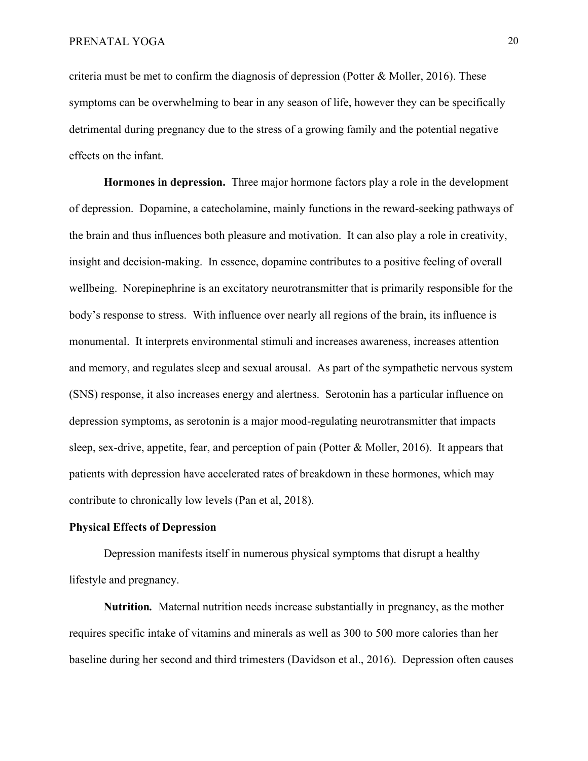criteria must be met to confirm the diagnosis of depression (Potter & Moller, 2016). These symptoms can be overwhelming to bear in any season of life, however they can be specifically detrimental during pregnancy due to the stress of a growing family and the potential negative effects on the infant.

**Hormones in depression.** Three major hormone factors play a role in the development of depression. Dopamine, a catecholamine, mainly functions in the reward-seeking pathways of the brain and thus influences both pleasure and motivation. It can also play a role in creativity, insight and decision-making. In essence, dopamine contributes to a positive feeling of overall wellbeing. Norepinephrine is an excitatory neurotransmitter that is primarily responsible for the body's response to stress. With influence over nearly all regions of the brain, its influence is monumental. It interprets environmental stimuli and increases awareness, increases attention and memory, and regulates sleep and sexual arousal. As part of the sympathetic nervous system (SNS) response, it also increases energy and alertness. Serotonin has a particular influence on depression symptoms, as serotonin is a major mood-regulating neurotransmitter that impacts sleep, sex-drive, appetite, fear, and perception of pain (Potter & Moller, 2016). It appears that patients with depression have accelerated rates of breakdown in these hormones, which may contribute to chronically low levels (Pan et al, 2018).

## Physical Effects of Depression

Depression manifests itself in numerous physical symptoms that disrupt a healthy lifestyle and pregnancy.

***Nutrition.*** Maternal nutrition needs increase substantially in pregnancy, as the mother requires specific intake of vitamins and minerals as well as 300 to 500 more calories than her baseline during her second and third trimesters (Davidson et al., 2016). Depression often causes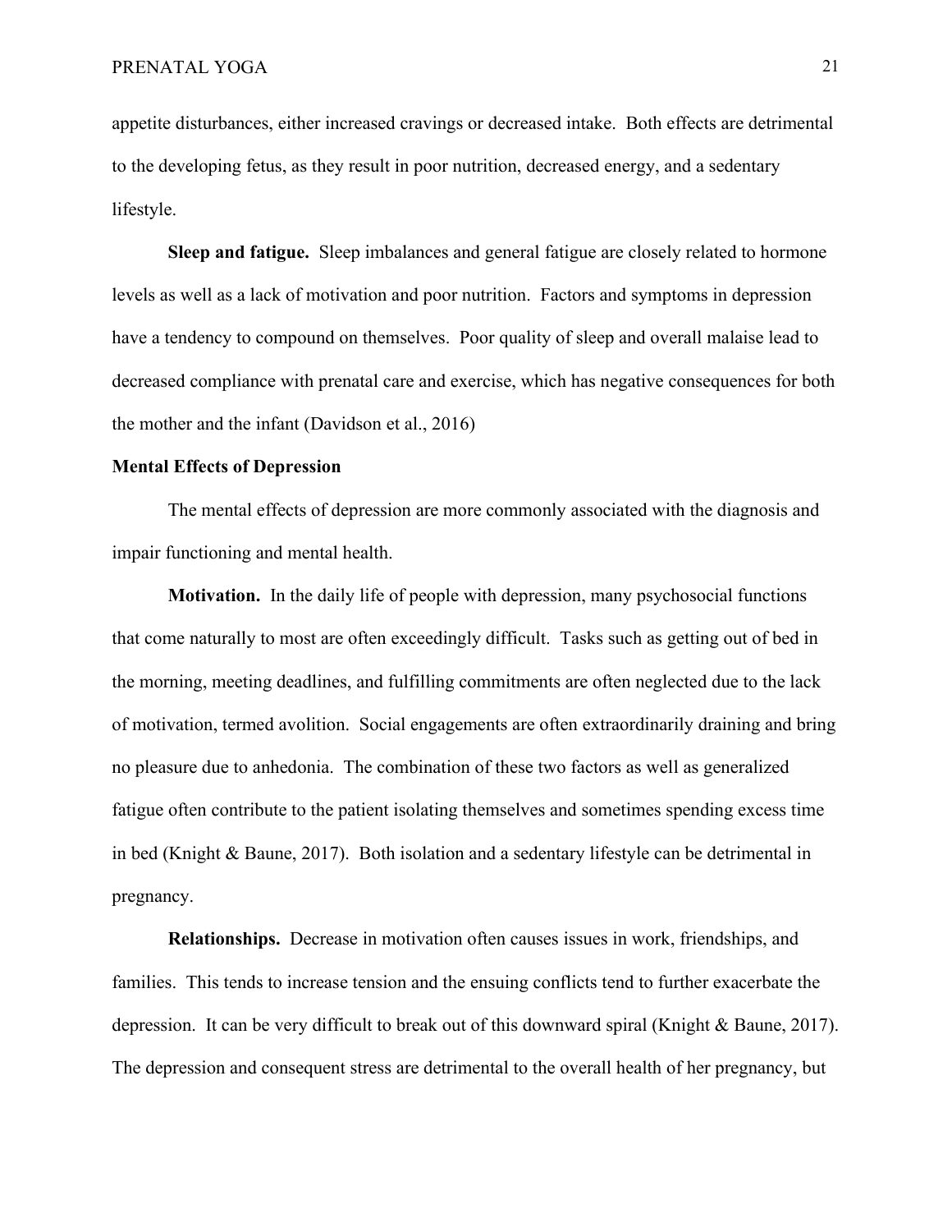appetite disturbances, either increased cravings or decreased intake. Both effects are detrimental to the developing fetus, as they result in poor nutrition, decreased energy, and a sedentary lifestyle.

**Sleep and fatigue.** Sleep imbalances and general fatigue are closely related to hormone levels as well as a lack of motivation and poor nutrition. Factors and symptoms in depression have a tendency to compound on themselves. Poor quality of sleep and overall malaise lead to decreased compliance with prenatal care and exercise, which has negative consequences for both the mother and the infant (Davidson et al., 2016)

## Mental Effects of Depression

The mental effects of depression are more commonly associated with the diagnosis and impair functioning and mental health.

**Motivation.** In the daily life of people with depression, many psychosocial functions that come naturally to most are often exceedingly difficult. Tasks such as getting out of bed in the morning, meeting deadlines, and fulfilling commitments are often neglected due to the lack of motivation, termed avolition. Social engagements are often extraordinarily draining and bring no pleasure due to anhedonia. The combination of these two factors as well as generalized fatigue often contribute to the patient isolating themselves and sometimes spending excess time in bed (Knight & Baune, 2017). Both isolation and a sedentary lifestyle can be detrimental in pregnancy.

**Relationships.** Decrease in motivation often causes issues in work, friendships, and families. This tends to increase tension and the ensuing conflicts tend to further exacerbate the depression. It can be very difficult to break out of this downward spiral (Knight & Baune, 2017). The depression and consequent stress are detrimental to the overall health of her pregnancy, but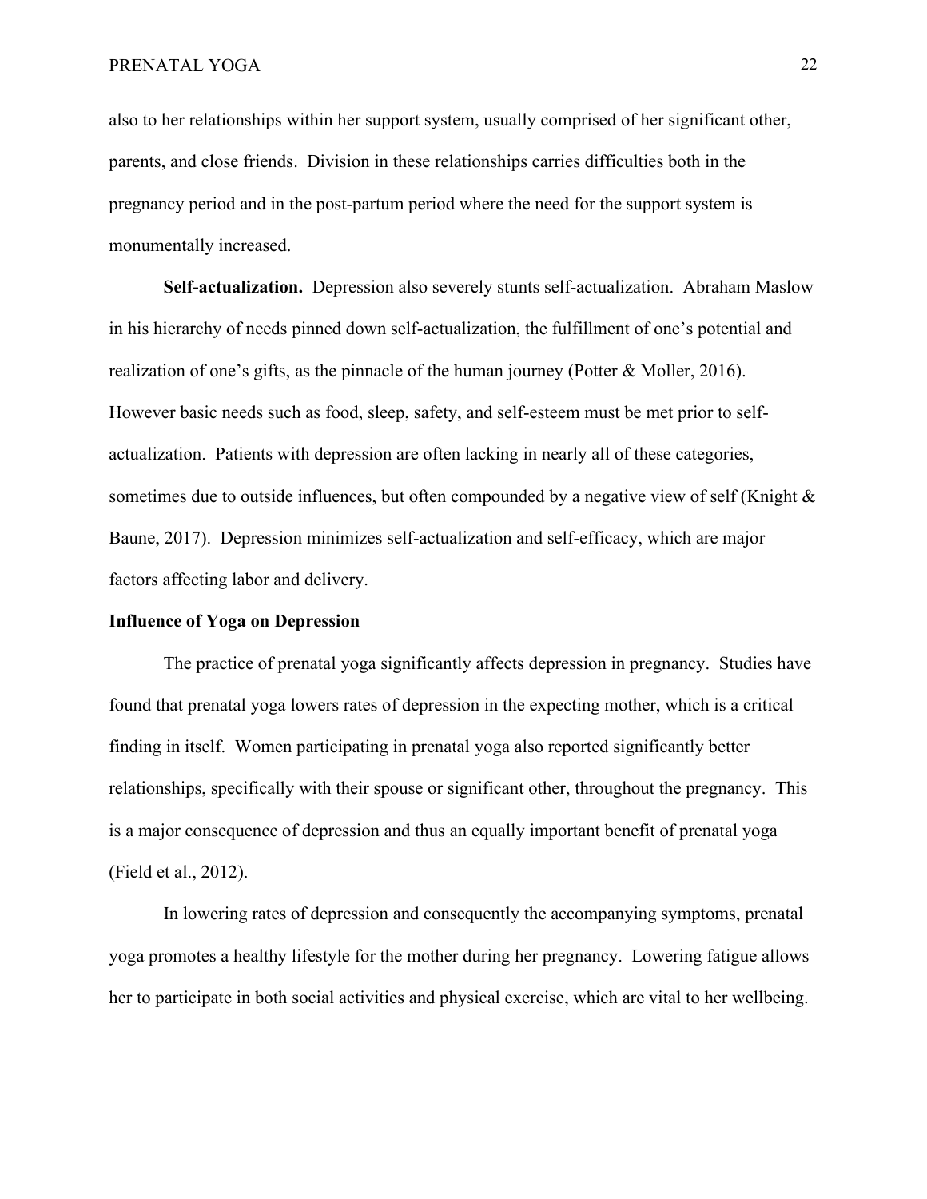also to her relationships within her support system, usually comprised of her significant other, parents, and close friends. Division in these relationships carries difficulties both in the pregnancy period and in the post-partum period where the need for the support system is monumentally increased.

**Self-actualization.** Depression also severely stunts self-actualization. Abraham Maslow in his hierarchy of needs pinned down self-actualization, the fulfillment of one's potential and realization of one's gifts, as the pinnacle of the human journey (Potter & Moller, 2016). However basic needs such as food, sleep, safety, and self-esteem must be met prior to self-actualization. Patients with depression are often lacking in nearly all of these categories, sometimes due to outside influences, but often compounded by a negative view of self (Knight & Baune, 2017). Depression minimizes self-actualization and self-efficacy, which are major factors affecting labor and delivery.

## Influence of Yoga on Depression

The practice of prenatal yoga significantly affects depression in pregnancy. Studies have found that prenatal yoga lowers rates of depression in the expecting mother, which is a critical finding in itself. Women participating in prenatal yoga also reported significantly better relationships, specifically with their spouse or significant other, throughout the pregnancy. This is a major consequence of depression and thus an equally important benefit of prenatal yoga (Field et al., 2012).

In lowering rates of depression and consequently the accompanying symptoms, prenatal yoga promotes a healthy lifestyle for the mother during her pregnancy. Lowering fatigue allows her to participate in both social activities and physical exercise, which are vital to her wellbeing.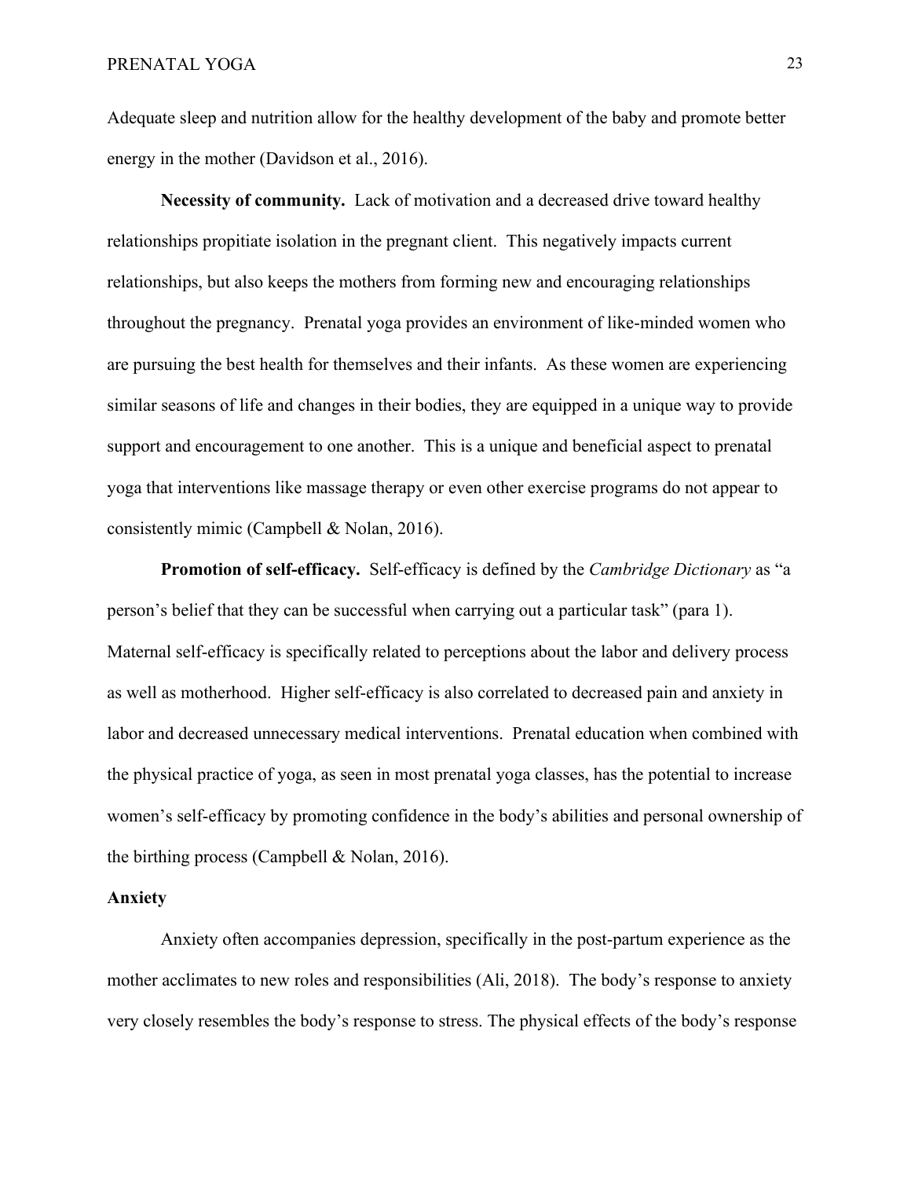Adequate sleep and nutrition allow for the healthy development of the baby and promote better energy in the mother (Davidson et al., 2016).

**Necessity of community.** Lack of motivation and a decreased drive toward healthy relationships propitiate isolation in the pregnant client. This negatively impacts current relationships, but also keeps the mothers from forming new and encouraging relationships throughout the pregnancy. Prenatal yoga provides an environment of like-minded women who are pursuing the best health for themselves and their infants. As these women are experiencing similar seasons of life and changes in their bodies, they are equipped in a unique way to provide support and encouragement to one another. This is a unique and beneficial aspect to prenatal yoga that interventions like massage therapy or even other exercise programs do not appear to consistently mimic (Campbell & Nolan, 2016).

**Promotion of self-efficacy.** Self-efficacy is defined by the *Cambridge Dictionary* as "a person's belief that they can be successful when carrying out a particular task" (para 1). Maternal self-efficacy is specifically related to perceptions about the labor and delivery process as well as motherhood. Higher self-efficacy is also correlated to decreased pain and anxiety in labor and decreased unnecessary medical interventions. Prenatal education when combined with the physical practice of yoga, as seen in most prenatal yoga classes, has the potential to increase women's self-efficacy by promoting confidence in the body's abilities and personal ownership of the birthing process (Campbell & Nolan, 2016).

## Anxiety

Anxiety often accompanies depression, specifically in the post-partum experience as the mother acclimates to new roles and responsibilities (Ali, 2018). The body's response to anxiety very closely resembles the body's response to stress. The physical effects of the body's response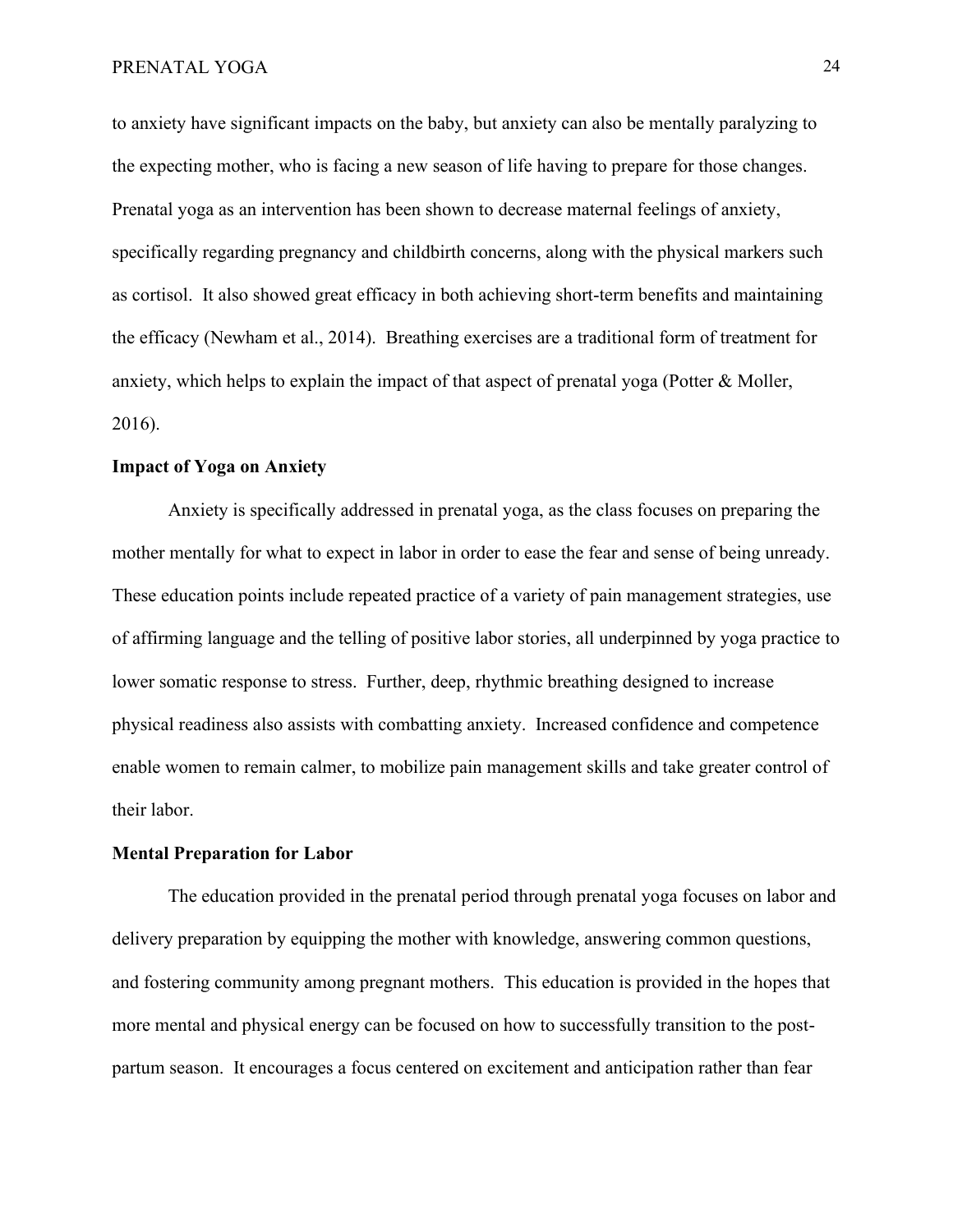to anxiety have significant impacts on the baby, but anxiety can also be mentally paralyzing to the expecting mother, who is facing a new season of life having to prepare for those changes. Prenatal yoga as an intervention has been shown to decrease maternal feelings of anxiety, specifically regarding pregnancy and childbirth concerns, along with the physical markers such as cortisol. It also showed great efficacy in both achieving short-term benefits and maintaining the efficacy (Newham et al., 2014). Breathing exercises are a traditional form of treatment for anxiety, which helps to explain the impact of that aspect of prenatal yoga (Potter & Moller, 2016).

**Impact of Yoga on Anxiety**

Anxiety is specifically addressed in prenatal yoga, as the class focuses on preparing the mother mentally for what to expect in labor in order to ease the fear and sense of being unready. These education points include repeated practice of a variety of pain management strategies, use of affirming language and the telling of positive labor stories, all underpinned by yoga practice to lower somatic response to stress. Further, deep, rhythmic breathing designed to increase physical readiness also assists with combatting anxiety. Increased confidence and competence enable women to remain calmer, to mobilize pain management skills and take greater control of their labor.

**Mental Preparation for Labor**

The education provided in the prenatal period through prenatal yoga focuses on labor and delivery preparation by equipping the mother with knowledge, answering common questions, and fostering community among pregnant mothers. This education is provided in the hopes that more mental and physical energy can be focused on how to successfully transition to the post-partum season. It encourages a focus centered on excitement and anticipation rather than fear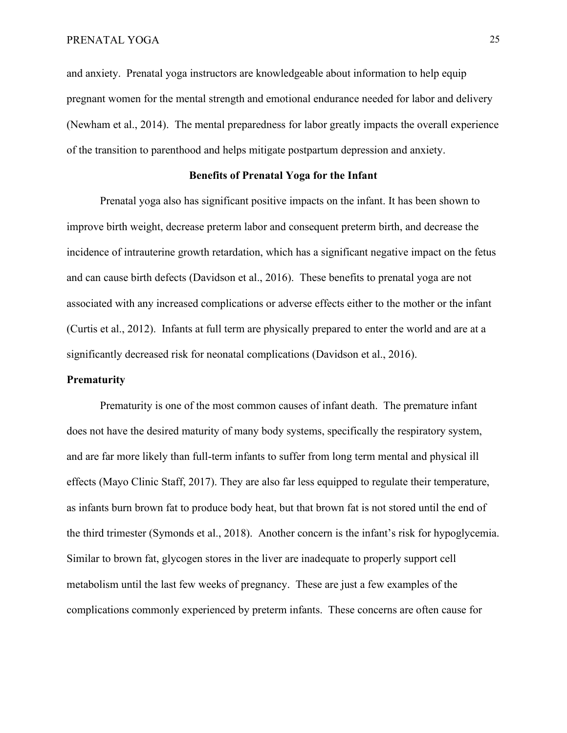and anxiety. Prenatal yoga instructors are knowledgeable about information to help equip pregnant women for the mental strength and emotional endurance needed for labor and delivery (Newham et al., 2014). The mental preparedness for labor greatly impacts the overall experience of the transition to parenthood and helps mitigate postpartum depression and anxiety.

## Benefits of Prenatal Yoga for the Infant

Prenatal yoga also has significant positive impacts on the infant. It has been shown to improve birth weight, decrease preterm labor and consequent preterm birth, and decrease the incidence of intrauterine growth retardation, which has a significant negative impact on the fetus and can cause birth defects (Davidson et al., 2016). These benefits to prenatal yoga are not associated with any increased complications or adverse effects either to the mother or the infant (Curtis et al., 2012). Infants at full term are physically prepared to enter the world and are at a significantly decreased risk for neonatal complications (Davidson et al., 2016).

### Prematurity

Prematurity is one of the most common causes of infant death. The premature infant does not have the desired maturity of many body systems, specifically the respiratory system, and are far more likely than full-term infants to suffer from long term mental and physical ill effects (Mayo Clinic Staff, 2017). They are also far less equipped to regulate their temperature, as infants burn brown fat to produce body heat, but that brown fat is not stored until the end of the third trimester (Symonds et al., 2018). Another concern is the infant's risk for hypoglycemia. Similar to brown fat, glycogen stores in the liver are inadequate to properly support cell metabolism until the last few weeks of pregnancy. These are just a few examples of the complications commonly experienced by preterm infants. These concerns are often cause for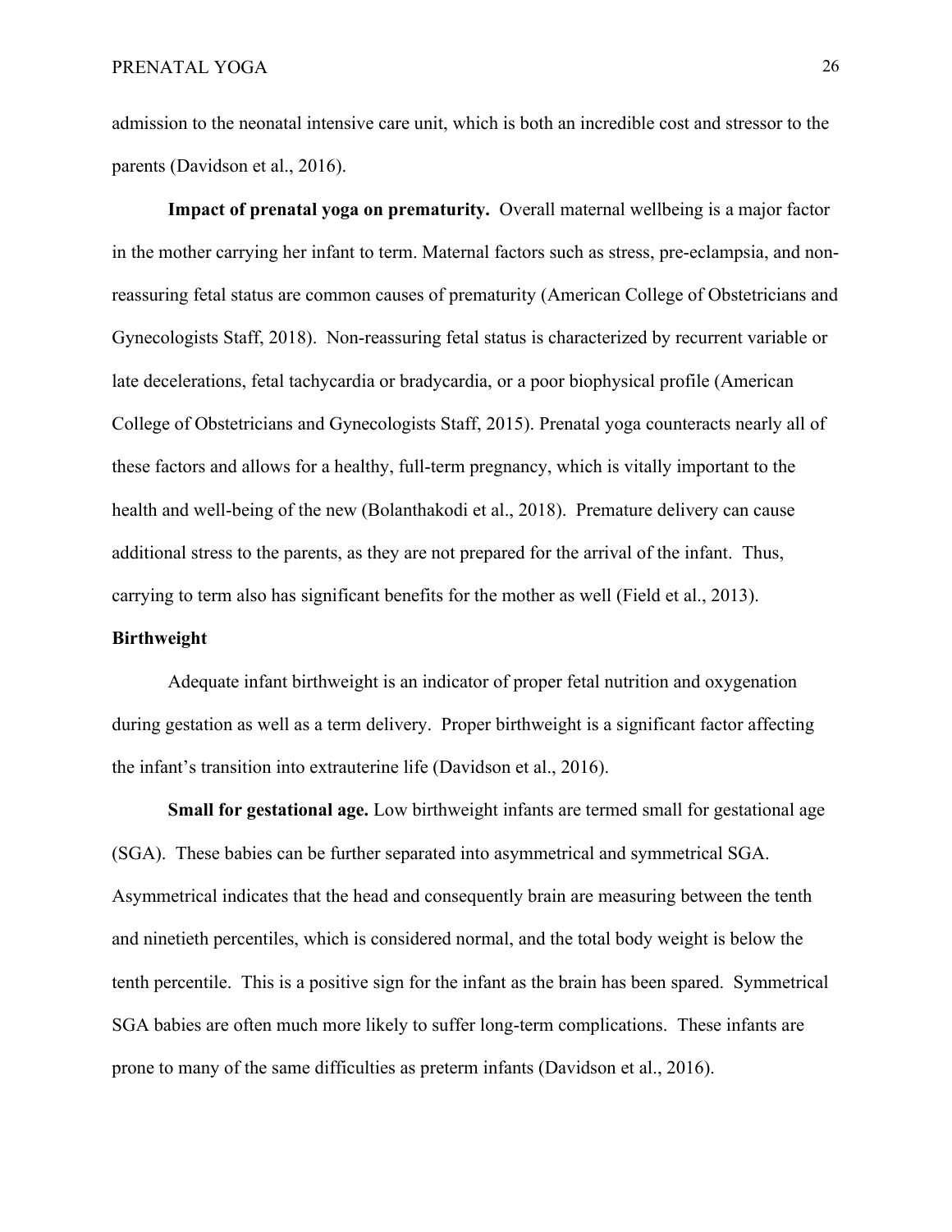admission to the neonatal intensive care unit, which is both an incredible cost and stressor to the parents (Davidson et al., 2016).

**Impact of prenatal yoga on prematurity.** Overall maternal wellbeing is a major factor in the mother carrying her infant to term. Maternal factors such as stress, pre-eclampsia, and non-reassuring fetal status are common causes of prematurity (American College of Obstetricians and Gynecologists Staff, 2018). Non-reassuring fetal status is characterized by recurrent variable or late decelerations, fetal tachycardia or bradycardia, or a poor biophysical profile (American College of Obstetricians and Gynecologists Staff, 2015). Prenatal yoga counteracts nearly all of these factors and allows for a healthy, full-term pregnancy, which is vitally important to the health and well-being of the new (Bolanthakodi et al., 2018). Premature delivery can cause additional stress to the parents, as they are not prepared for the arrival of the infant. Thus, carrying to term also has significant benefits for the mother as well (Field et al., 2013).

## Birthweight

Adequate infant birthweight is an indicator of proper fetal nutrition and oxygenation during gestation as well as a term delivery. Proper birthweight is a significant factor affecting the infant's transition into extrauterine life (Davidson et al., 2016).

**Small for gestational age.** Low birthweight infants are termed small for gestational age (SGA). These babies can be further separated into asymmetrical and symmetrical SGA. Asymmetrical indicates that the head and consequently brain are measuring between the tenth and ninetieth percentiles, which is considered normal, and the total body weight is below the tenth percentile. This is a positive sign for the infant as the brain has been spared. Symmetrical SGA babies are often much more likely to suffer long-term complications. These infants are prone to many of the same difficulties as preterm infants (Davidson et al., 2016).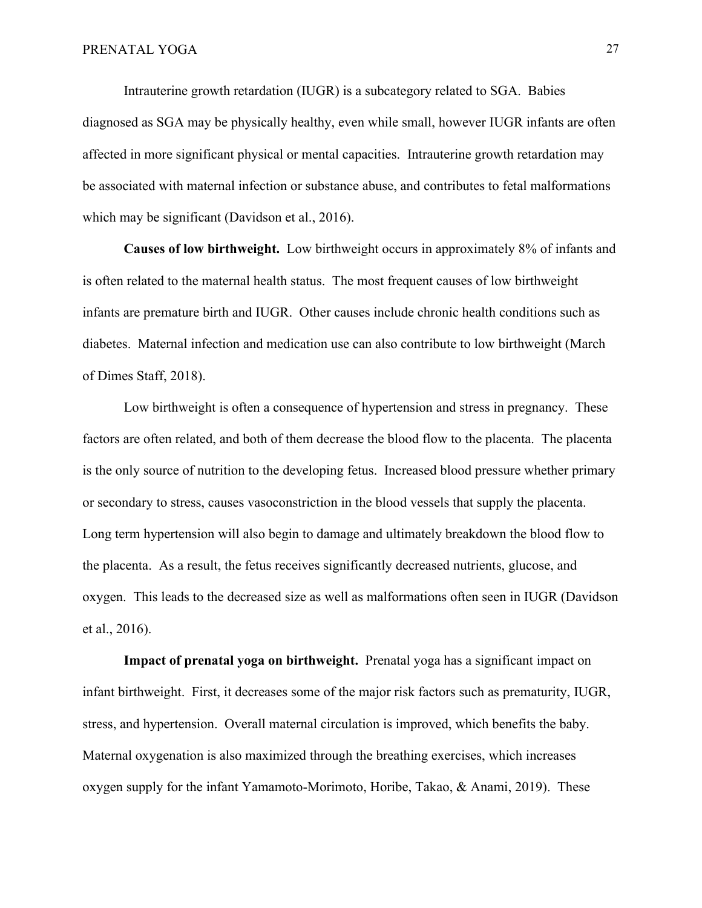Intrauterine growth retardation (IUGR) is a subcategory related to SGA. Babies diagnosed as SGA may be physically healthy, even while small, however IUGR infants are often affected in more significant physical or mental capacities. Intrauterine growth retardation may be associated with maternal infection or substance abuse, and contributes to fetal malformations which may be significant (Davidson et al., 2016).

**Causes of low birthweight.** Low birthweight occurs in approximately 8% of infants and is often related to the maternal health status. The most frequent causes of low birthweight infants are premature birth and IUGR. Other causes include chronic health conditions such as diabetes. Maternal infection and medication use can also contribute to low birthweight (March of Dimes Staff, 2018).

Low birthweight is often a consequence of hypertension and stress in pregnancy. These factors are often related, and both of them decrease the blood flow to the placenta. The placenta is the only source of nutrition to the developing fetus. Increased blood pressure whether primary or secondary to stress, causes vasoconstriction in the blood vessels that supply the placenta. Long term hypertension will also begin to damage and ultimately breakdown the blood flow to the placenta. As a result, the fetus receives significantly decreased nutrients, glucose, and oxygen. This leads to the decreased size as well as malformations often seen in IUGR (Davidson et al., 2016).

**Impact of prenatal yoga on birthweight.** Prenatal yoga has a significant impact on infant birthweight. First, it decreases some of the major risk factors such as prematurity, IUGR, stress, and hypertension. Overall maternal circulation is improved, which benefits the baby. Maternal oxygenation is also maximized through the breathing exercises, which increases oxygen supply for the infant Yamamoto-Morimoto, Horibe, Takao, & Anami, 2019). These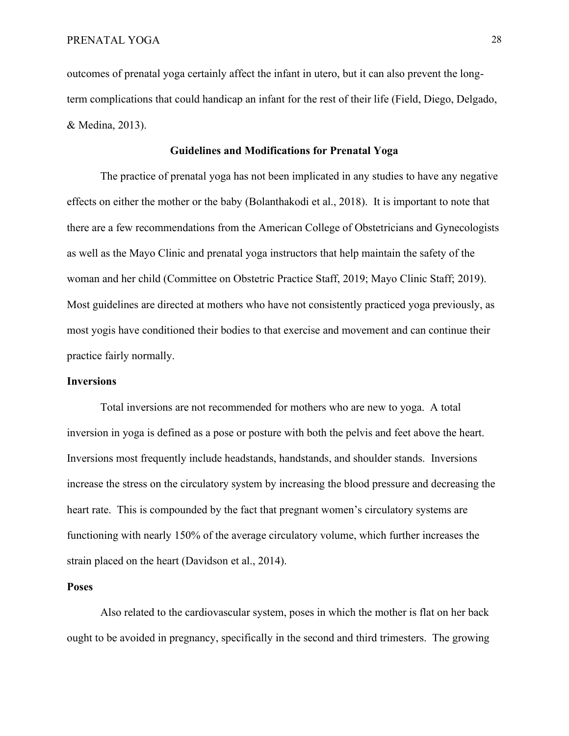outcomes of prenatal yoga certainly affect the infant in utero, but it can also prevent the long-term complications that could handicap an infant for the rest of their life (Field, Diego, Delgado, & Medina, 2013).

## Guidelines and Modifications for Prenatal Yoga

The practice of prenatal yoga has not been implicated in any studies to have any negative effects on either the mother or the baby (Bolanthakodi et al., 2018). It is important to note that there are a few recommendations from the American College of Obstetricians and Gynecologists as well as the Mayo Clinic and prenatal yoga instructors that help maintain the safety of the woman and her child (Committee on Obstetric Practice Staff, 2019; Mayo Clinic Staff; 2019). Most guidelines are directed at mothers who have not consistently practiced yoga previously, as most yogis have conditioned their bodies to that exercise and movement and can continue their practice fairly normally.

### Inversions

Total inversions are not recommended for mothers who are new to yoga. A total inversion in yoga is defined as a pose or posture with both the pelvis and feet above the heart. Inversions most frequently include headstands, handstands, and shoulder stands. Inversions increase the stress on the circulatory system by increasing the blood pressure and decreasing the heart rate. This is compounded by the fact that pregnant women's circulatory systems are functioning with nearly 150% of the average circulatory volume, which further increases the strain placed on the heart (Davidson et al., 2014).

### Poses

Also related to the cardiovascular system, poses in which the mother is flat on her back ought to be avoided in pregnancy, specifically in the second and third trimesters. The growing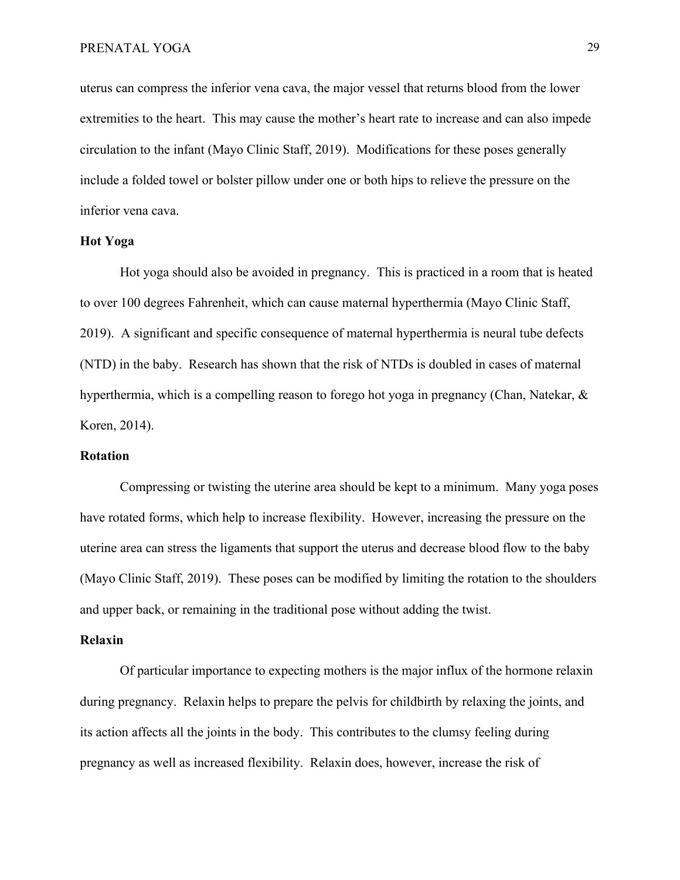uterus can compress the inferior vena cava, the major vessel that returns blood from the lower extremities to the heart. This may cause the mother's heart rate to increase and can also impede circulation to the infant (Mayo Clinic Staff, 2019). Modifications for these poses generally include a folded towel or bolster pillow under one or both hips to relieve the pressure on the inferior vena cava.

**Hot Yoga**

Hot yoga should also be avoided in pregnancy. This is practiced in a room that is heated to over 100 degrees Fahrenheit, which can cause maternal hyperthermia (Mayo Clinic Staff, 2019). A significant and specific consequence of maternal hyperthermia is neural tube defects (NTD) in the baby. Research has shown that the risk of NTDs is doubled in cases of maternal hyperthermia, which is a compelling reason to forego hot yoga in pregnancy (Chan, Natekar, & Koren, 2014).

**Rotation**

Compressing or twisting the uterine area should be kept to a minimum. Many yoga poses have rotated forms, which help to increase flexibility. However, increasing the pressure on the uterine area can stress the ligaments that support the uterus and decrease blood flow to the baby (Mayo Clinic Staff, 2019). These poses can be modified by limiting the rotation to the shoulders and upper back, or remaining in the traditional pose without adding the twist.

**Relaxin**

Of particular importance to expecting mothers is the major influx of the hormone relaxin during pregnancy. Relaxin helps to prepare the pelvis for childbirth by relaxing the joints, and its action affects all the joints in the body. This contributes to the clumsy feeling during pregnancy as well as increased flexibility. Relaxin does, however, increase the risk of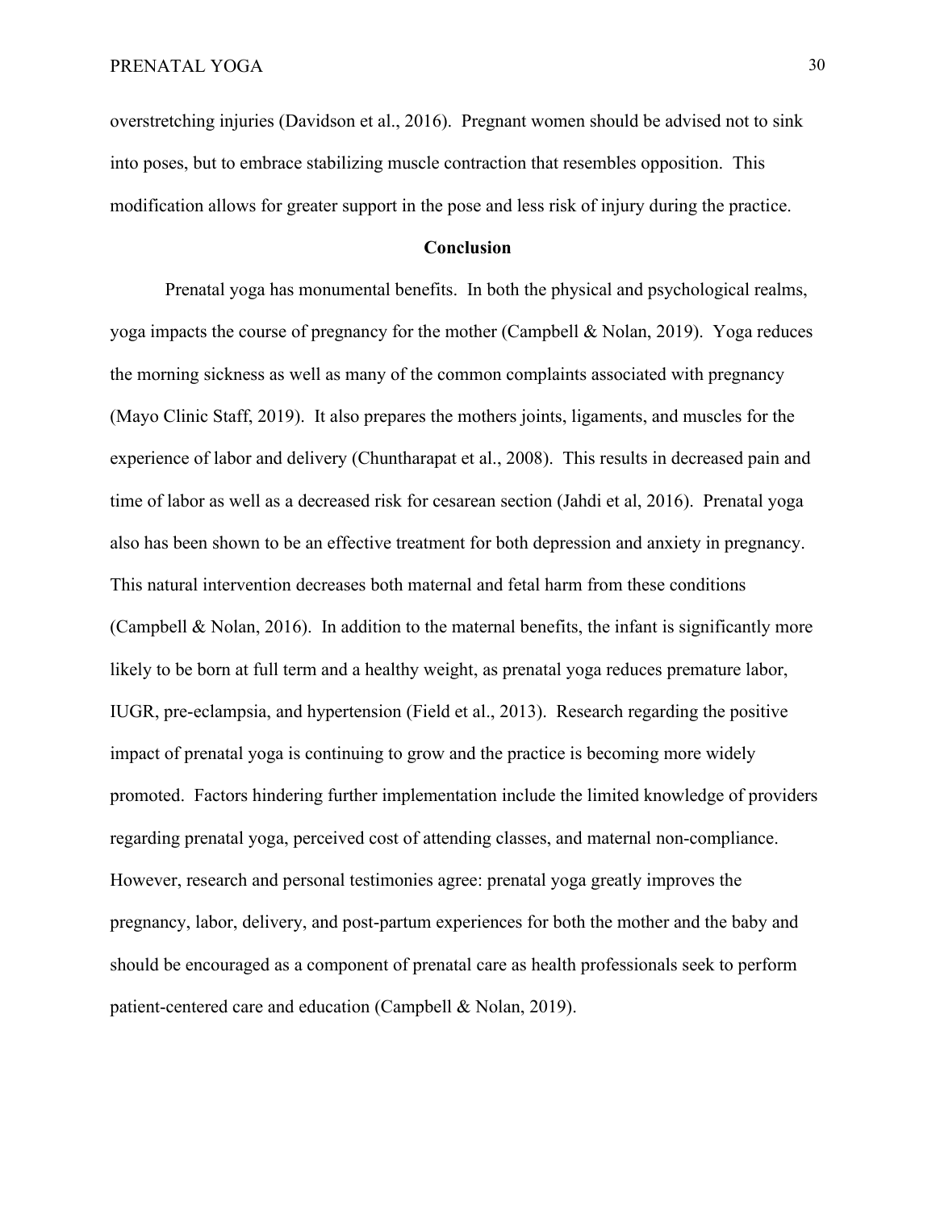overstretching injuries (Davidson et al., 2016). Pregnant women should be advised not to sink into poses, but to embrace stabilizing muscle contraction that resembles opposition. This modification allows for greater support in the pose and less risk of injury during the practice.

## Conclusion

Prenatal yoga has monumental benefits. In both the physical and psychological realms, yoga impacts the course of pregnancy for the mother (Campbell & Nolan, 2019). Yoga reduces the morning sickness as well as many of the common complaints associated with pregnancy (Mayo Clinic Staff, 2019). It also prepares the mothers joints, ligaments, and muscles for the experience of labor and delivery (Chuntharapat et al., 2008). This results in decreased pain and time of labor as well as a decreased risk for cesarean section (Jahdi et al, 2016). Prenatal yoga also has been shown to be an effective treatment for both depression and anxiety in pregnancy. This natural intervention decreases both maternal and fetal harm from these conditions (Campbell & Nolan, 2016). In addition to the maternal benefits, the infant is significantly more likely to be born at full term and a healthy weight, as prenatal yoga reduces premature labor, IUGR, pre-eclampsia, and hypertension (Field et al., 2013). Research regarding the positive impact of prenatal yoga is continuing to grow and the practice is becoming more widely promoted. Factors hindering further implementation include the limited knowledge of providers regarding prenatal yoga, perceived cost of attending classes, and maternal non-compliance. However, research and personal testimonies agree: prenatal yoga greatly improves the pregnancy, labor, delivery, and post-partum experiences for both the mother and the baby and should be encouraged as a component of prenatal care as health professionals seek to perform patient-centered care and education (Campbell & Nolan, 2019).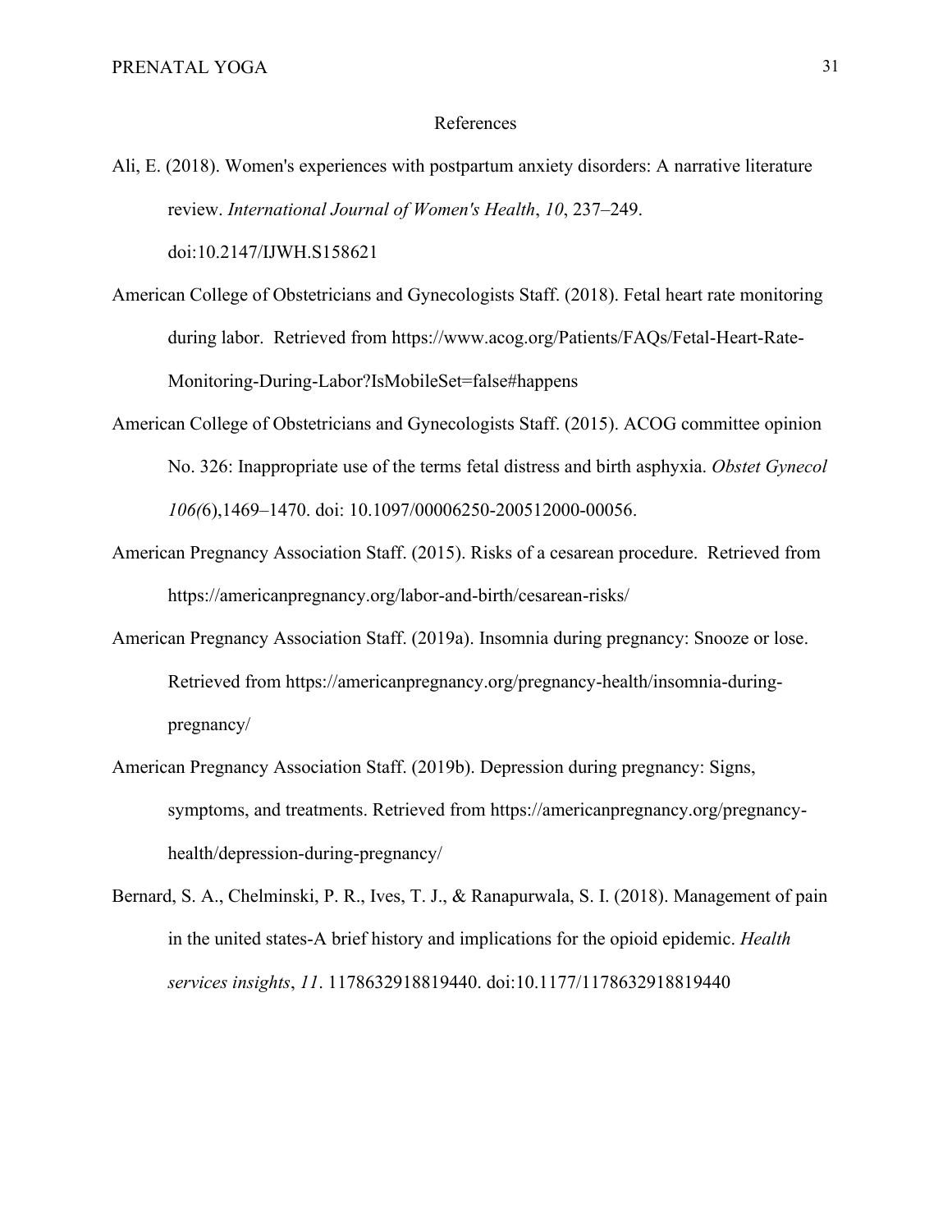# References

Ali, E. (2018). Women's experiences with postpartum anxiety disorders: A narrative literature review. *International Journal of Women's Health*, *10*, 237–249. doi:10.2147/IJWH.S158621

American College of Obstetricians and Gynecologists Staff. (2018). Fetal heart rate monitoring during labor. Retrieved from https://www.acog.org/Patients/FAQs/Fetal-Heart-Rate-Monitoring-During-Labor?IsMobileSet=false#happens

American College of Obstetricians and Gynecologists Staff. (2015). ACOG committee opinion No. 326: Inappropriate use of the terms fetal distress and birth asphyxia. *Obstet Gynecol 106(*6),1469–1470. doi: 10.1097/00006250-200512000-00056.

American Pregnancy Association Staff. (2015). Risks of a cesarean procedure. Retrieved from https://americanpregnancy.org/labor-and-birth/cesarean-risks/

American Pregnancy Association Staff. (2019a). Insomnia during pregnancy: Snooze or lose. Retrieved from https://americanpregnancy.org/pregnancy-health/insomnia-during-pregnancy/

American Pregnancy Association Staff. (2019b). Depression during pregnancy: Signs, symptoms, and treatments. Retrieved from https://americanpregnancy.org/pregnancy-health/depression-during-pregnancy/

Bernard, S. A., Chelminski, P. R., Ives, T. J., & Ranapurwala, S. I. (2018). Management of pain in the united states-A brief history and implications for the opioid epidemic. *Health services insights*, *11*. 1178632918819440. doi:10.1177/1178632918819440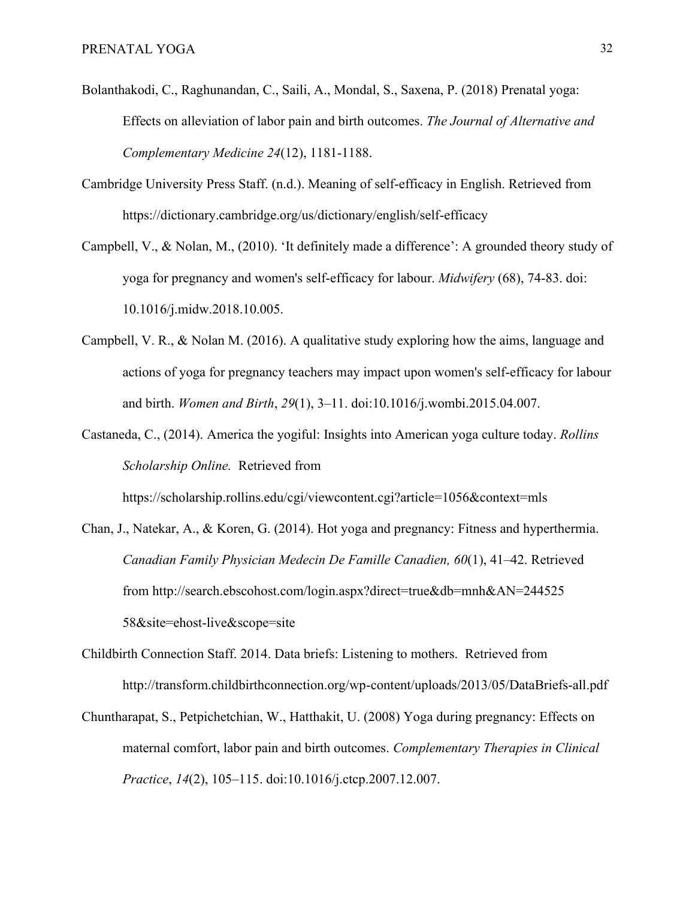Bolanthakodi, C., Raghunandan, C., Saili, A., Mondal, S., Saxena, P. (2018) Prenatal yoga: Effects on alleviation of labor pain and birth outcomes. *The Journal of Alternative and Complementary Medicine 24*(12), 1181-1188.

Cambridge University Press Staff. (n.d.). Meaning of self-efficacy in English. Retrieved from https://dictionary.cambridge.org/us/dictionary/english/self-efficacy

Campbell, V., & Nolan, M., (2010). 'It definitely made a difference': A grounded theory study of yoga for pregnancy and women's self-efficacy for labour. *Midwifery* (68), 74-83. doi: 10.1016/j.midw.2018.10.005.

Campbell, V. R., & Nolan M. (2016). A qualitative study exploring how the aims, language and actions of yoga for pregnancy teachers may impact upon women's self-efficacy for labour and birth. *Women and Birth*, *29*(1), 3–11. doi:10.1016/j.wombi.2015.04.007.

Castaneda, C., (2014). America the yogiful: Insights into American yoga culture today. *Rollins Scholarship Online.* Retrieved from https://scholarship.rollins.edu/cgi/viewcontent.cgi?article=1056&context=mls

Chan, J., Natekar, A., & Koren, G. (2014). Hot yoga and pregnancy: Fitness and hyperthermia. *Canadian Family Physician Medecin De Famille Canadien, 60*(1), 41–42. Retrieved from http://search.ebscohost.com/login.aspx?direct=true&db=mnh&AN=244525 58&site=ehost-live&scope=site

Childbirth Connection Staff. 2014. Data briefs: Listening to mothers. Retrieved from http://transform.childbirthconnection.org/wp-content/uploads/2013/05/DataBriefs-all.pdf

Chuntharapat, S., Petpichetchian, W., Hatthakit, U. (2008) Yoga during pregnancy: Effects on maternal comfort, labor pain and birth outcomes. *Complementary Therapies in Clinical Practice*, *14*(2), 105–115. doi:10.1016/j.ctcp.2007.12.007.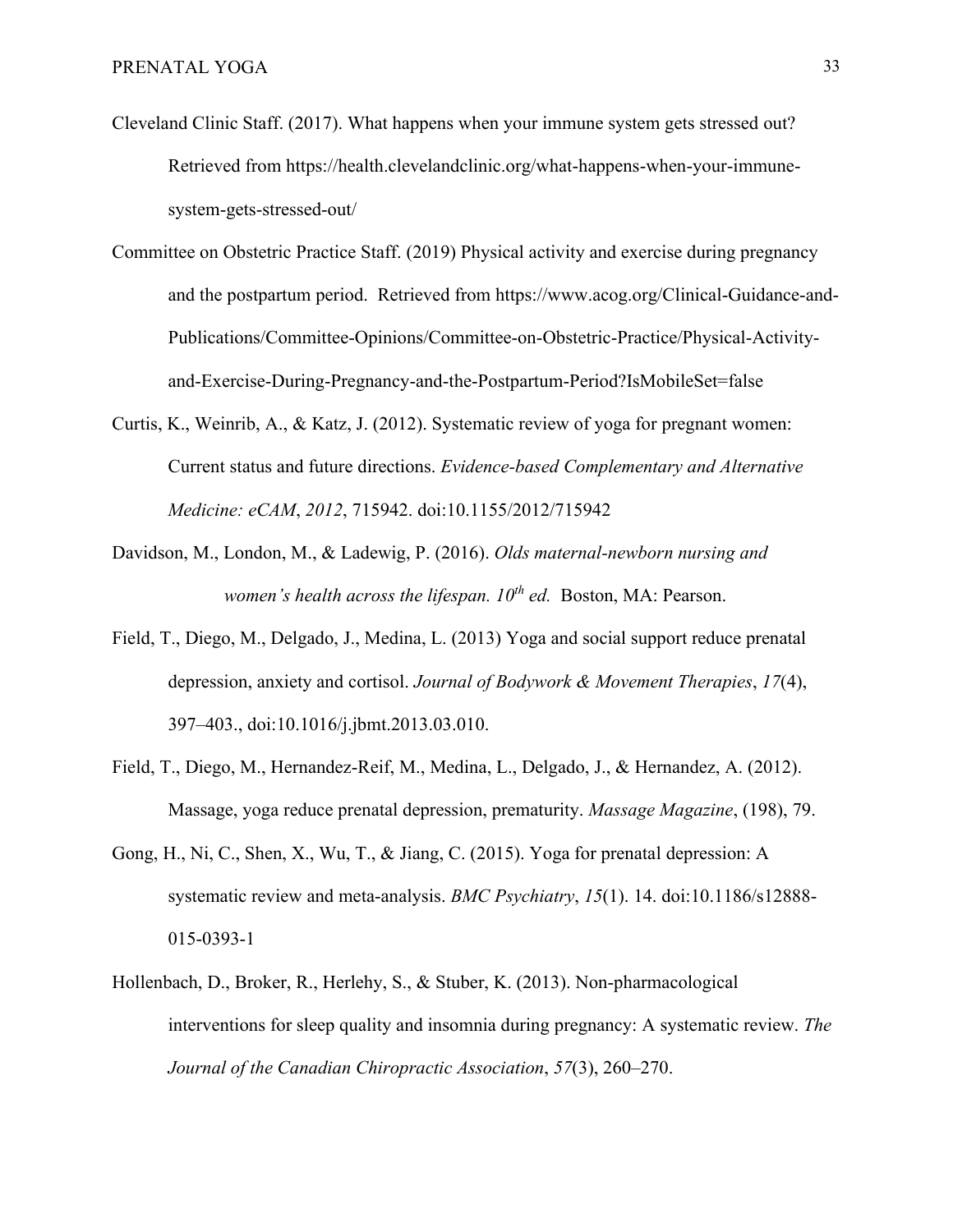Cleveland Clinic Staff. (2017). What happens when your immune system gets stressed out? Retrieved from https://health.clevelandclinic.org/what-happens-when-your-immune-system-gets-stressed-out/

Committee on Obstetric Practice Staff. (2019) Physical activity and exercise during pregnancy and the postpartum period. Retrieved from https://www.acog.org/Clinical-Guidance-and-Publications/Committee-Opinions/Committee-on-Obstetric-Practice/Physical-Activity-and-Exercise-During-Pregnancy-and-the-Postpartum-Period?IsMobileSet=false

Curtis, K., Weinrib, A., & Katz, J. (2012). Systematic review of yoga for pregnant women: Current status and future directions. *Evidence-based Complementary and Alternative Medicine: eCAM*, *2012*, 715942. doi:10.1155/2012/715942

Davidson, M., London, M., & Ladewig, P. (2016). *Olds maternal-newborn nursing and women's health across the lifespan. 10th ed.* Boston, MA: Pearson.

Field, T., Diego, M., Delgado, J., Medina, L. (2013) Yoga and social support reduce prenatal depression, anxiety and cortisol. *Journal of Bodywork & Movement Therapies*, *17*(4), 397–403., doi:10.1016/j.jbmt.2013.03.010.

Field, T., Diego, M., Hernandez-Reif, M., Medina, L., Delgado, J., & Hernandez, A. (2012). Massage, yoga reduce prenatal depression, prematurity. *Massage Magazine*, (198), 79.

Gong, H., Ni, C., Shen, X., Wu, T., & Jiang, C. (2015). Yoga for prenatal depression: A systematic review and meta-analysis. *BMC Psychiatry*, *15*(1). 14. doi:10.1186/s12888-015-0393-1

Hollenbach, D., Broker, R., Herlehy, S., & Stuber, K. (2013). Non-pharmacological interventions for sleep quality and insomnia during pregnancy: A systematic review. *The Journal of the Canadian Chiropractic Association*, *57*(3), 260–270.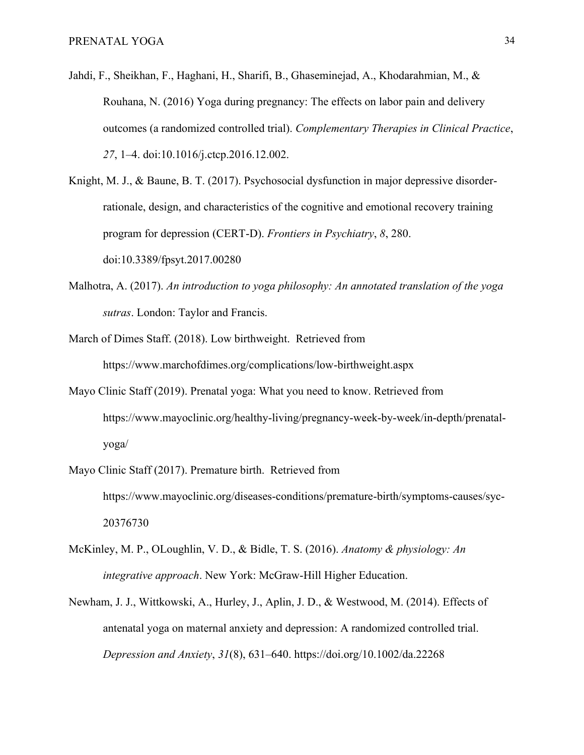Jahdi, F., Sheikhan, F., Haghani, H., Sharifi, B., Ghaseminejad, A., Khodarahmian, M., & Rouhana, N. (2016) Yoga during pregnancy: The effects on labor pain and delivery outcomes (a randomized controlled trial). *Complementary Therapies in Clinical Practice*, *27*, 1–4. doi:10.1016/j.ctcp.2016.12.002.

Knight, M. J., & Baune, B. T. (2017). Psychosocial dysfunction in major depressive disorder-rationale, design, and characteristics of the cognitive and emotional recovery training program for depression (CERT-D). *Frontiers in Psychiatry*, *8*, 280. doi:10.3389/fpsyt.2017.00280

Malhotra, A. (2017). *An introduction to yoga philosophy: An annotated translation of the yoga sutras*. London: Taylor and Francis.

March of Dimes Staff. (2018). Low birthweight. Retrieved from https://www.marchofdimes.org/complications/low-birthweight.aspx

Mayo Clinic Staff (2019). Prenatal yoga: What you need to know. Retrieved from https://www.mayoclinic.org/healthy-living/pregnancy-week-by-week/in-depth/prenatal-yoga/

Mayo Clinic Staff (2017). Premature birth. Retrieved from https://www.mayoclinic.org/diseases-conditions/premature-birth/symptoms-causes/syc-20376730

McKinley, M. P., OLoughlin, V. D., & Bidle, T. S. (2016). *Anatomy & physiology: An integrative approach*. New York: McGraw-Hill Higher Education.

Newham, J. J., Wittkowski, A., Hurley, J., Aplin, J. D., & Westwood, M. (2014). Effects of antenatal yoga on maternal anxiety and depression: A randomized controlled trial. *Depression and Anxiety*, *31*(8), 631–640. https://doi.org/10.1002/da.22268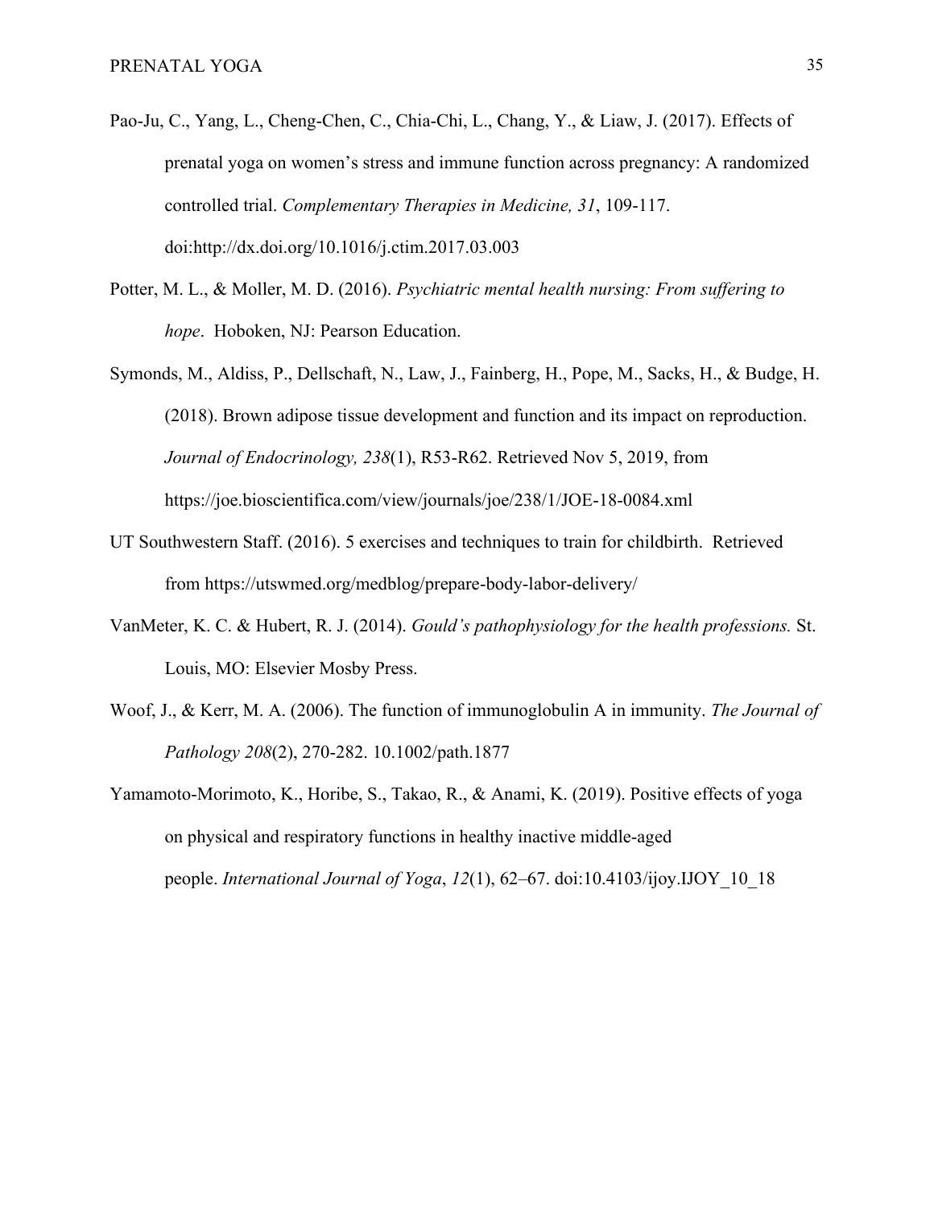Pao-Ju, C., Yang, L., Cheng-Chen, C., Chia-Chi, L., Chang, Y., & Liaw, J. (2017). Effects of prenatal yoga on women's stress and immune function across pregnancy: A randomized controlled trial. *Complementary Therapies in Medicine, 31*, 109-117. doi:http://dx.doi.org/10.1016/j.ctim.2017.03.003

Potter, M. L., & Moller, M. D. (2016). *Psychiatric mental health nursing: From suffering to hope*. Hoboken, NJ: Pearson Education.

Symonds, M., Aldiss, P., Dellschaft, N., Law, J., Fainberg, H., Pope, M., Sacks, H., & Budge, H. (2018). Brown adipose tissue development and function and its impact on reproduction. *Journal of Endocrinology, 238*(1), R53-R62. Retrieved Nov 5, 2019, from https://joe.bioscientifica.com/view/journals/joe/238/1/JOE-18-0084.xml

UT Southwestern Staff. (2016). 5 exercises and techniques to train for childbirth. Retrieved from https://utswmed.org/medblog/prepare-body-labor-delivery/

VanMeter, K. C. & Hubert, R. J. (2014). *Gould's pathophysiology for the health professions.* St. Louis, MO: Elsevier Mosby Press.

Woof, J., & Kerr, M. A. (2006). The function of immunoglobulin A in immunity. *The Journal of Pathology 208*(2), 270-282. 10.1002/path.1877

Yamamoto-Morimoto, K., Horibe, S., Takao, R., & Anami, K. (2019). Positive effects of yoga on physical and respiratory functions in healthy inactive middle-aged people. *International Journal of Yoga*, *12*(1), 62–67. doi:10.4103/ijoy.IJOY_10_18